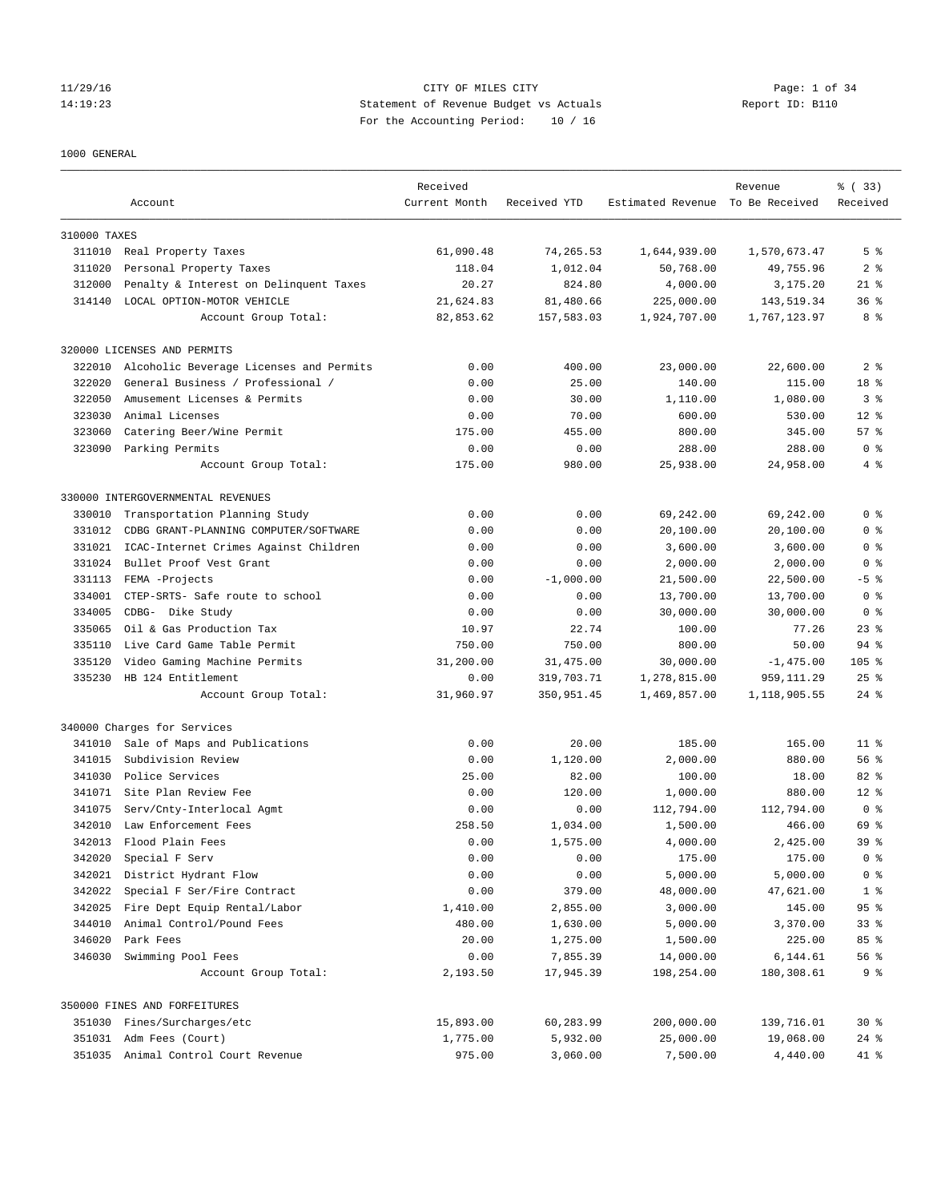CITY OF MILES CITY
Statement of Revenue Budget vs Actuals
For the Accounting Period: 10 / 16

1000 GENERAL

| Account | | Received Current Month | Received YTD | Estimated Revenue | Revenue To Be Received | % ( 33) Received |
|---|---|---|---|---|---|---|
| 310000 TAXES | | | | | | |
| 311010 | Real Property Taxes | 61,090.48 | 74,265.53 | 1,644,939.00 | 1,570,673.47 | 5 % |
| 311020 | Personal Property Taxes | 118.04 | 1,012.04 | 50,768.00 | 49,755.96 | 2 % |
| 312000 | Penalty & Interest on Delinquent Taxes | 20.27 | 824.80 | 4,000.00 | 3,175.20 | 21 % |
| 314140 | LOCAL OPTION-MOTOR VEHICLE | 21,624.83 | 81,480.66 | 225,000.00 | 143,519.34 | 36 % |
| | Account Group Total: | 82,853.62 | 157,583.03 | 1,924,707.00 | 1,767,123.97 | 8 % |
| 320000 LICENSES AND PERMITS | | | | | | |
| 322010 | Alcoholic Beverage Licenses and Permits | 0.00 | 400.00 | 23,000.00 | 22,600.00 | 2 % |
| 322020 | General Business / Professional / | 0.00 | 25.00 | 140.00 | 115.00 | 18 % |
| 322050 | Amusement Licenses & Permits | 0.00 | 30.00 | 1,110.00 | 1,080.00 | 3 % |
| 323030 | Animal Licenses | 0.00 | 70.00 | 600.00 | 530.00 | 12 % |
| 323060 | Catering Beer/Wine Permit | 175.00 | 455.00 | 800.00 | 345.00 | 57 % |
| 323090 | Parking Permits | 0.00 | 0.00 | 288.00 | 288.00 | 0 % |
| | Account Group Total: | 175.00 | 980.00 | 25,938.00 | 24,958.00 | 4 % |
| 330000 INTERGOVERNMENTAL REVENUES | | | | | | |
| 330010 | Transportation Planning Study | 0.00 | 0.00 | 69,242.00 | 69,242.00 | 0 % |
| 331012 | CDBG GRANT-PLANNING COMPUTER/SOFTWARE | 0.00 | 0.00 | 20,100.00 | 20,100.00 | 0 % |
| 331021 | ICAC-Internet Crimes Against Children | 0.00 | 0.00 | 3,600.00 | 3,600.00 | 0 % |
| 331024 | Bullet Proof Vest Grant | 0.00 | 0.00 | 2,000.00 | 2,000.00 | 0 % |
| 331113 | FEMA -Projects | 0.00 | -1,000.00 | 21,500.00 | 22,500.00 | -5 % |
| 334001 | CTEP-SRTS- Safe route to school | 0.00 | 0.00 | 13,700.00 | 13,700.00 | 0 % |
| 334005 | CDBG- Dike Study | 0.00 | 0.00 | 30,000.00 | 30,000.00 | 0 % |
| 335065 | Oil & Gas Production Tax | 10.97 | 22.74 | 100.00 | 77.26 | 23 % |
| 335110 | Live Card Game Table Permit | 750.00 | 750.00 | 800.00 | 50.00 | 94 % |
| 335120 | Video Gaming Machine Permits | 31,200.00 | 31,475.00 | 30,000.00 | -1,475.00 | 105 % |
| 335230 | HB 124 Entitlement | 0.00 | 319,703.71 | 1,278,815.00 | 959,111.29 | 25 % |
| | Account Group Total: | 31,960.97 | 350,951.45 | 1,469,857.00 | 1,118,905.55 | 24 % |
| 340000 Charges for Services | | | | | | |
| 341010 | Sale of Maps and Publications | 0.00 | 20.00 | 185.00 | 165.00 | 11 % |
| 341015 | Subdivision Review | 0.00 | 1,120.00 | 2,000.00 | 880.00 | 56 % |
| 341030 | Police Services | 25.00 | 82.00 | 100.00 | 18.00 | 82 % |
| 341071 | Site Plan Review Fee | 0.00 | 120.00 | 1,000.00 | 880.00 | 12 % |
| 341075 | Serv/Cnty-Interlocal Agmt | 0.00 | 0.00 | 112,794.00 | 112,794.00 | 0 % |
| 342010 | Law Enforcement Fees | 258.50 | 1,034.00 | 1,500.00 | 466.00 | 69 % |
| 342013 | Flood Plain Fees | 0.00 | 1,575.00 | 4,000.00 | 2,425.00 | 39 % |
| 342020 | Special F Serv | 0.00 | 0.00 | 175.00 | 175.00 | 0 % |
| 342021 | District Hydrant Flow | 0.00 | 0.00 | 5,000.00 | 5,000.00 | 0 % |
| 342022 | Special F Ser/Fire Contract | 0.00 | 379.00 | 48,000.00 | 47,621.00 | 1 % |
| 342025 | Fire Dept Equip Rental/Labor | 1,410.00 | 2,855.00 | 3,000.00 | 145.00 | 95 % |
| 344010 | Animal Control/Pound Fees | 480.00 | 1,630.00 | 5,000.00 | 3,370.00 | 33 % |
| 346020 | Park Fees | 20.00 | 1,275.00 | 1,500.00 | 225.00 | 85 % |
| 346030 | Swimming Pool Fees | 0.00 | 7,855.39 | 14,000.00 | 6,144.61 | 56 % |
| | Account Group Total: | 2,193.50 | 17,945.39 | 198,254.00 | 180,308.61 | 9 % |
| 350000 FINES AND FORFEITURES | | | | | | |
| 351030 | Fines/Surcharges/etc | 15,893.00 | 60,283.99 | 200,000.00 | 139,716.01 | 30 % |
| 351031 | Adm Fees (Court) | 1,775.00 | 5,932.00 | 25,000.00 | 19,068.00 | 24 % |
| 351035 | Animal Control Court Revenue | 975.00 | 3,060.00 | 7,500.00 | 4,440.00 | 41 % |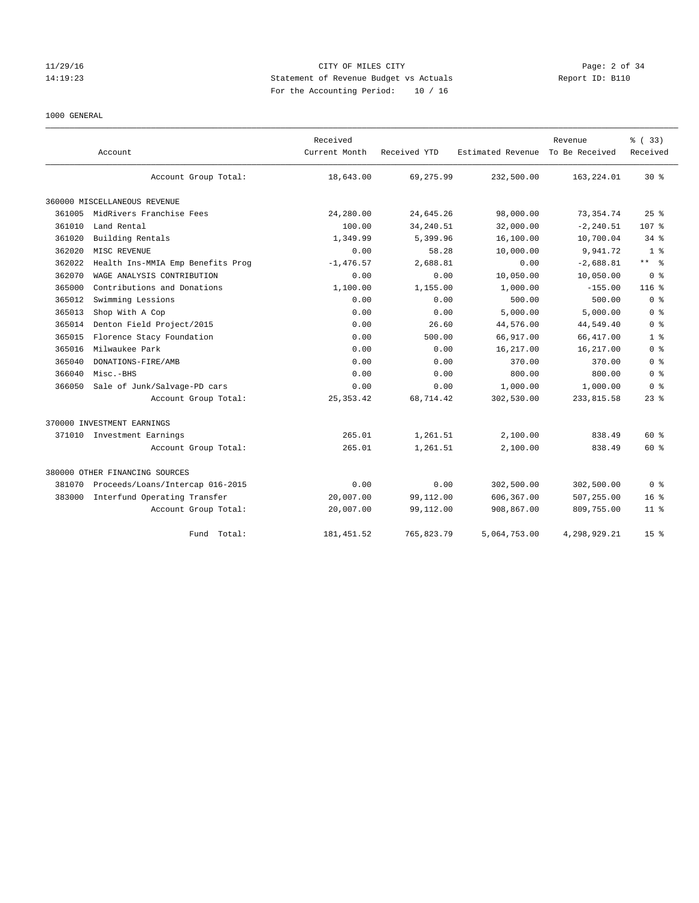CITY OF MILES CITY
Statement of Revenue Budget vs Actuals
For the Accounting Period: 10 / 16

1000 GENERAL

| Account | | Received Current Month | Received YTD | Estimated Revenue | Revenue To Be Received | % ( 33) Received |
|---|---|---|---|---|---|---|
| | Account Group Total: | 18,643.00 | 69,275.99 | 232,500.00 | 163,224.01 | 30 % |
| 360000 MISCELLANEOUS REVENUE | | | | | | |
| 361005 | MidRivers Franchise Fees | 24,280.00 | 24,645.26 | 98,000.00 | 73,354.74 | 25 % |
| 361010 | Land Rental | 100.00 | 34,240.51 | 32,000.00 | -2,240.51 | 107 % |
| 361020 | Building Rentals | 1,349.99 | 5,399.96 | 16,100.00 | 10,700.04 | 34 % |
| 362020 | MISC REVENUE | 0.00 | 58.28 | 10,000.00 | 9,941.72 | 1 % |
| 362022 | Health Ins-MMIA Emp Benefits Prog | -1,476.57 | 2,688.81 | 0.00 | -2,688.81 | ** % |
| 362070 | WAGE ANALYSIS CONTRIBUTION | 0.00 | 0.00 | 10,050.00 | 10,050.00 | 0 % |
| 365000 | Contributions and Donations | 1,100.00 | 1,155.00 | 1,000.00 | -155.00 | 116 % |
| 365012 | Swimming Lessions | 0.00 | 0.00 | 500.00 | 500.00 | 0 % |
| 365013 | Shop With A Cop | 0.00 | 0.00 | 5,000.00 | 5,000.00 | 0 % |
| 365014 | Denton Field Project/2015 | 0.00 | 26.60 | 44,576.00 | 44,549.40 | 0 % |
| 365015 | Florence Stacy Foundation | 0.00 | 500.00 | 66,917.00 | 66,417.00 | 1 % |
| 365016 | Milwaukee Park | 0.00 | 0.00 | 16,217.00 | 16,217.00 | 0 % |
| 365040 | DONATIONS-FIRE/AMB | 0.00 | 0.00 | 370.00 | 370.00 | 0 % |
| 366040 | Misc.-BHS | 0.00 | 0.00 | 800.00 | 800.00 | 0 % |
| 366050 | Sale of Junk/Salvage-PD cars | 0.00 | 0.00 | 1,000.00 | 1,000.00 | 0 % |
| | Account Group Total: | 25,353.42 | 68,714.42 | 302,530.00 | 233,815.58 | 23 % |
| 370000 INVESTMENT EARNINGS | | | | | | |
| 371010 | Investment Earnings | 265.01 | 1,261.51 | 2,100.00 | 838.49 | 60 % |
| | Account Group Total: | 265.01 | 1,261.51 | 2,100.00 | 838.49 | 60 % |
| 380000 OTHER FINANCING SOURCES | | | | | | |
| 381070 | Proceeds/Loans/Intercap 016-2015 | 0.00 | 0.00 | 302,500.00 | 302,500.00 | 0 % |
| 383000 | Interfund Operating Transfer | 20,007.00 | 99,112.00 | 606,367.00 | 507,255.00 | 16 % |
| | Account Group Total: | 20,007.00 | 99,112.00 | 908,867.00 | 809,755.00 | 11 % |
| | Fund Total: | 181,451.52 | 765,823.79 | 5,064,753.00 | 4,298,929.21 | 15 % |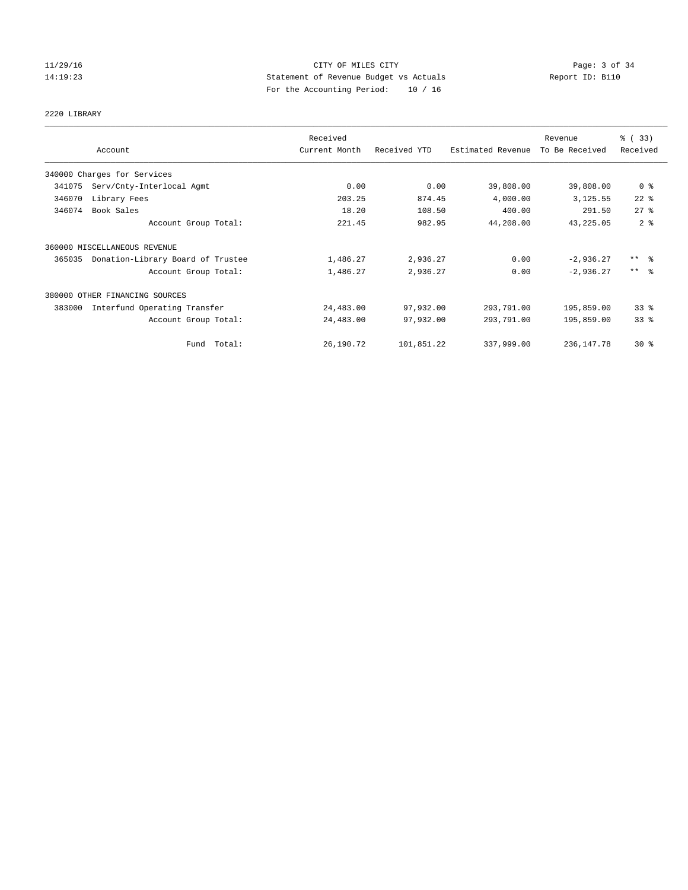CITY OF MILES CITY
Statement of Revenue Budget vs Actuals
For the Accounting Period: 10 / 16

11/29/16
14:19:23

Report ID: B110

## 2220 LIBRARY

| Account | Received Current Month | Received YTD | Estimated Revenue | Revenue To Be Received | % ( 33) Received |
|---|---|---|---|---|---|
| 340000 Charges for Services | | | | | |
| 341075 Serv/Cnty-Interlocal Agmt | 0.00 | 0.00 | 39,808.00 | 39,808.00 | 0 % |
| 346070 Library Fees | 203.25 | 874.45 | 4,000.00 | 3,125.55 | 22 % |
| 346074 Book Sales | 18.20 | 108.50 | 400.00 | 291.50 | 27 % |
| Account Group Total: | 221.45 | 982.95 | 44,208.00 | 43,225.05 | 2 % |
| 360000 MISCELLANEOUS REVENUE | | | | | |
| 365035 Donation-Library Board of Trustee | 1,486.27 | 2,936.27 | 0.00 | -2,936.27 | ** % |
| Account Group Total: | 1,486.27 | 2,936.27 | 0.00 | -2,936.27 | ** % |
| 380000 OTHER FINANCING SOURCES | | | | | |
| 383000 Interfund Operating Transfer | 24,483.00 | 97,932.00 | 293,791.00 | 195,859.00 | 33 % |
| Account Group Total: | 24,483.00 | 97,932.00 | 293,791.00 | 195,859.00 | 33 % |
| Fund Total: | 26,190.72 | 101,851.22 | 337,999.00 | 236,147.78 | 30 % |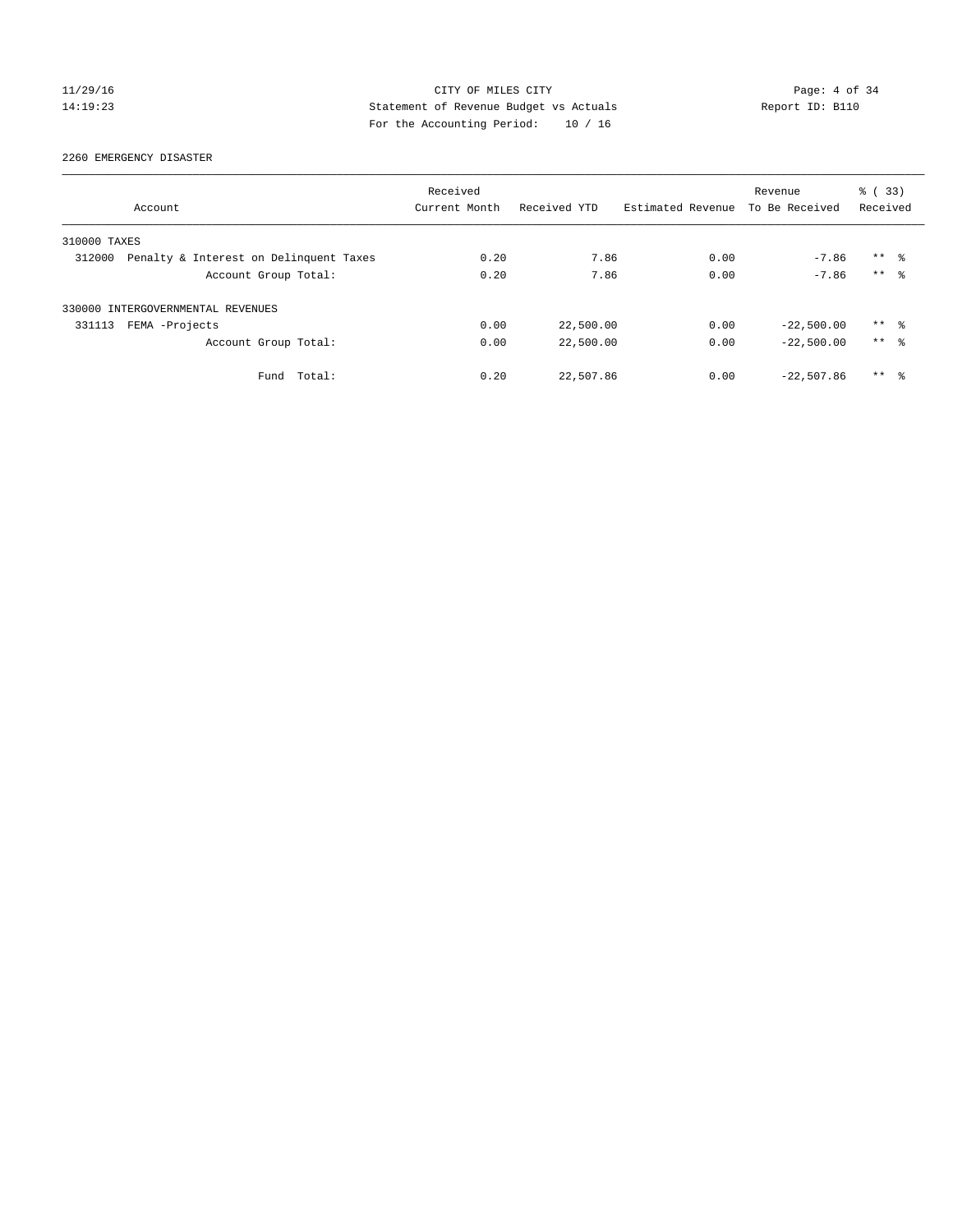CITY OF MILES CITY
Statement of Revenue Budget vs Actuals
For the Accounting Period: 10 / 16

11/29/16
14:19:23

Report ID: B110

2260 EMERGENCY DISASTER

| Account | Received Current Month | Received YTD | Estimated Revenue | Revenue To Be Received | % ( 33) Received |
|---|---|---|---|---|---|
| 310000 TAXES | | | | | |
| 312000 Penalty & Interest on Delinquent Taxes | 0.20 | 7.86 | 0.00 | -7.86 | ** % |
| Account Group Total: | 0.20 | 7.86 | 0.00 | -7.86 | ** % |
| 330000 INTERGOVERNMENTAL REVENUES | | | | | |
| 331113 FEMA -Projects | 0.00 | 22,500.00 | 0.00 | -22,500.00 | ** % |
| Account Group Total: | 0.00 | 22,500.00 | 0.00 | -22,500.00 | ** % |
| Fund Total: | 0.20 | 22,507.86 | 0.00 | -22,507.86 | ** % |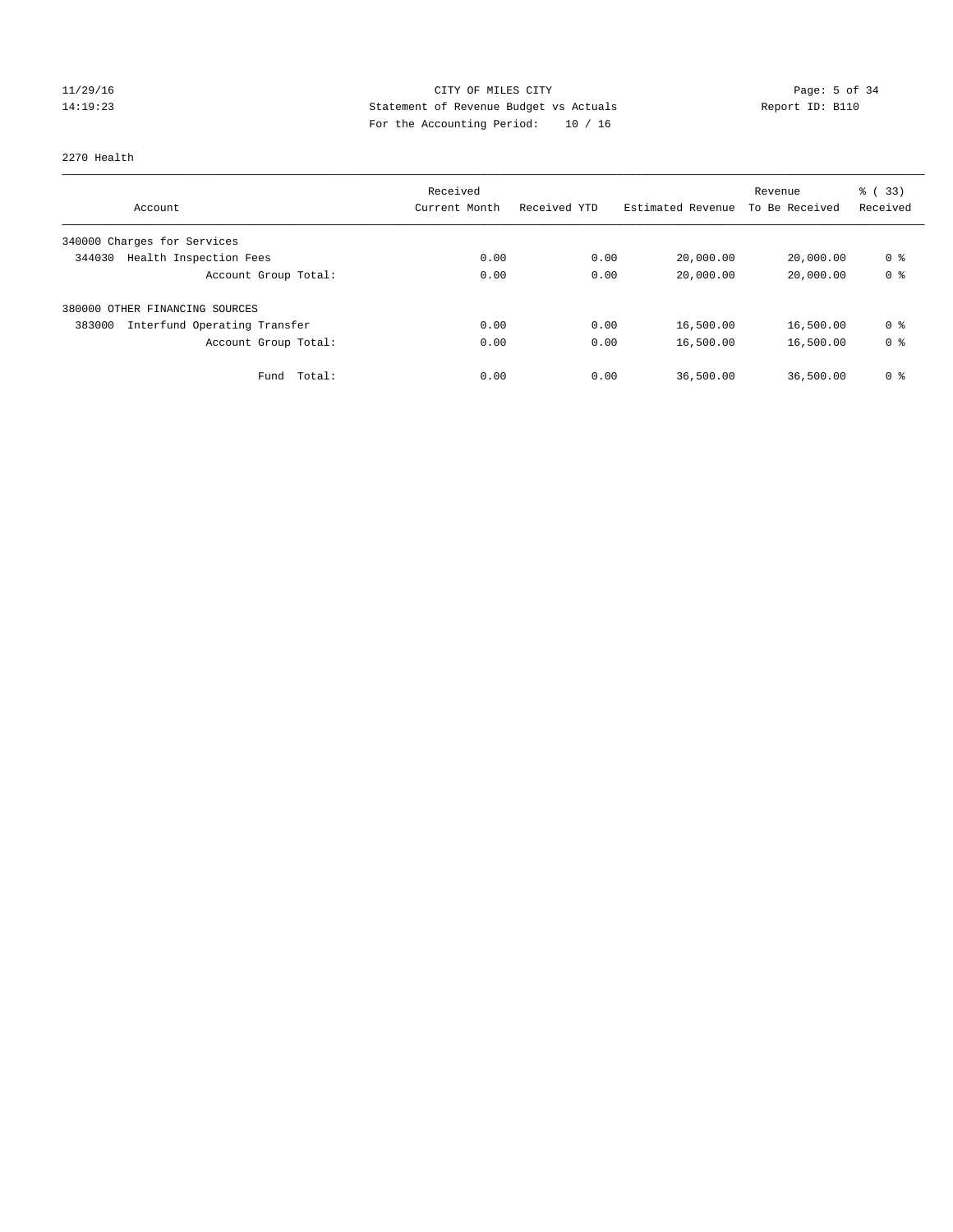11/29/16 CITY OF MILES CITY

14:19:23 Statement of Revenue Budget vs Actuals Report ID: B110

For the Accounting Period: 10 / 16

2270 Health

| Account | Received Current Month | Received YTD | Estimated Revenue | Revenue To Be Received | % ( 33) Received |
|---|---|---|---|---|---|
| 340000 Charges for Services | | | | | |
| 344030 Health Inspection Fees | 0.00 | 0.00 | 20,000.00 | 20,000.00 | 0 % |
| Account Group Total: | 0.00 | 0.00 | 20,000.00 | 20,000.00 | 0 % |
| 380000 OTHER FINANCING SOURCES | | | | | |
| 383000 Interfund Operating Transfer | 0.00 | 0.00 | 16,500.00 | 16,500.00 | 0 % |
| Account Group Total: | 0.00 | 0.00 | 16,500.00 | 16,500.00 | 0 % |
| Fund Total: | 0.00 | 0.00 | 36,500.00 | 36,500.00 | 0 % |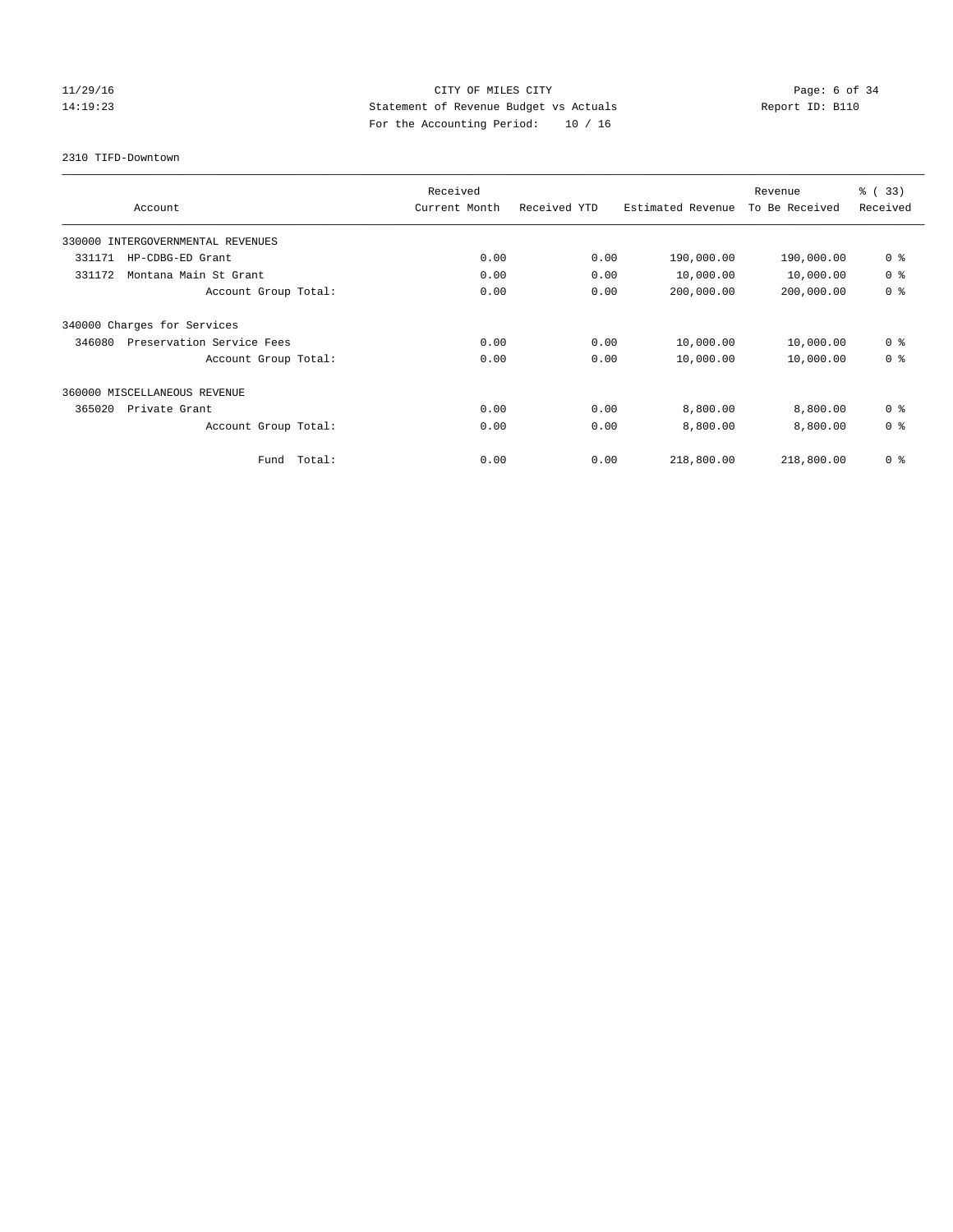CITY OF MILES CITY
Statement of Revenue Budget vs Actuals
For the Accounting Period: 10 / 16

11/29/16
14:19:23

Report ID: B110

2310 TIFD-Downtown

| Account | Received Current Month | Received YTD | Estimated Revenue | Revenue To Be Received | % ( 33) Received |
|---|---|---|---|---|---|
| 330000 INTERGOVERNMENTAL REVENUES | | | | | |
| 331171 HP-CDBG-ED Grant | 0.00 | 0.00 | 190,000.00 | 190,000.00 | 0 % |
| 331172 Montana Main St Grant | 0.00 | 0.00 | 10,000.00 | 10,000.00 | 0 % |
| Account Group Total: | 0.00 | 0.00 | 200,000.00 | 200,000.00 | 0 % |
| 340000 Charges for Services | | | | | |
| 346080 Preservation Service Fees | 0.00 | 0.00 | 10,000.00 | 10,000.00 | 0 % |
| Account Group Total: | 0.00 | 0.00 | 10,000.00 | 10,000.00 | 0 % |
| 360000 MISCELLANEOUS REVENUE | | | | | |
| 365020 Private Grant | 0.00 | 0.00 | 8,800.00 | 8,800.00 | 0 % |
| Account Group Total: | 0.00 | 0.00 | 8,800.00 | 8,800.00 | 0 % |
| Fund Total: | 0.00 | 0.00 | 218,800.00 | 218,800.00 | 0 % |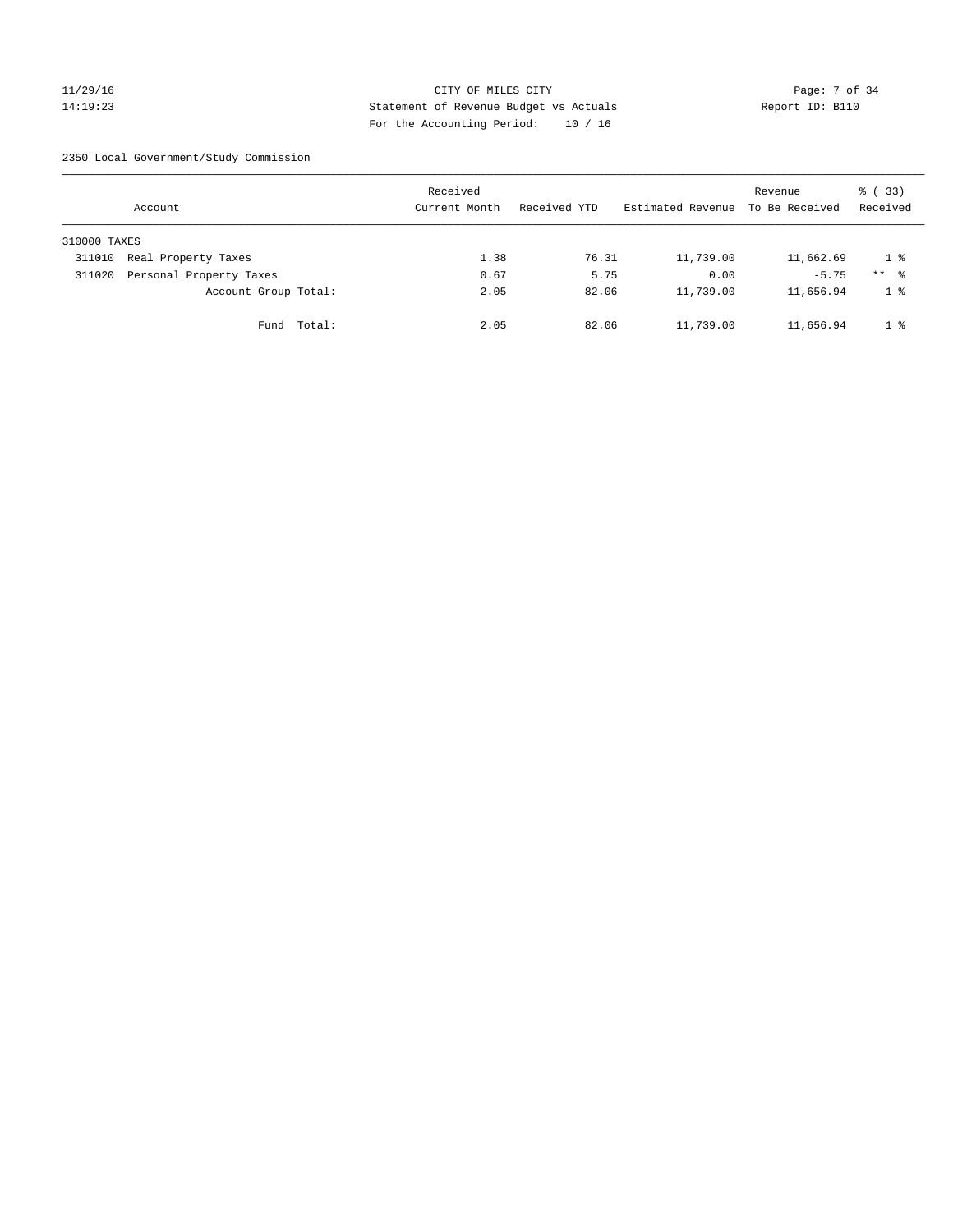CITY OF MILES CITY
Statement of Revenue Budget vs Actuals
For the Accounting Period: 10 / 16

11/29/16
14:19:23

Report ID: B110

2350 Local Government/Study Commission

| Account | Received Current Month | Received YTD | Estimated Revenue | Revenue To Be Received | % ( 33) Received |
|---|---|---|---|---|---|
| 310000 TAXES | | | | | |
| 311010 Real Property Taxes | 1.38 | 76.31 | 11,739.00 | 11,662.69 | 1 % |
| 311020 Personal Property Taxes | 0.67 | 5.75 | 0.00 | -5.75 | ** % |
| Account Group Total: | 2.05 | 82.06 | 11,739.00 | 11,656.94 | 1 % |
| Fund Total: | 2.05 | 82.06 | 11,739.00 | 11,656.94 | 1 % |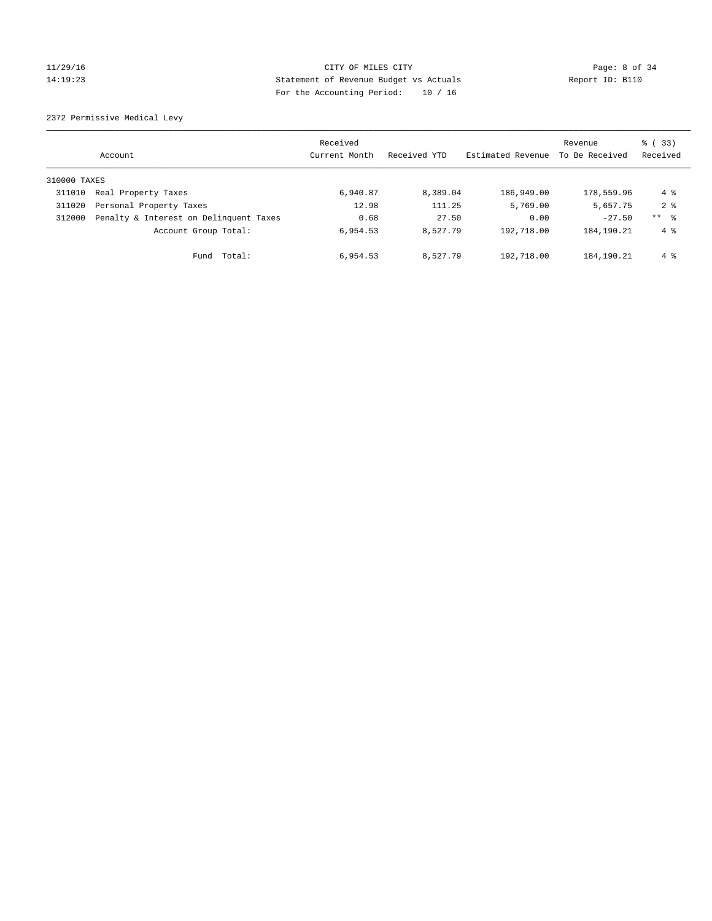CITY OF MILES CITY
Statement of Revenue Budget vs Actuals
For the Accounting Period: 10 / 16

11/29/16
14:19:23

Report ID: B110

2372 Permissive Medical Levy

| Account | | Received Current Month | Received YTD | Estimated Revenue | Revenue To Be Received | % ( 33) Received |
|---|---|---|---|---|---|---|
| 310000 TAXES | | | | | | |
| 311010 | Real Property Taxes | 6,940.87 | 8,389.04 | 186,949.00 | 178,559.96 | 4 % |
| 311020 | Personal Property Taxes | 12.98 | 111.25 | 5,769.00 | 5,657.75 | 2 % |
| 312000 | Penalty & Interest on Delinquent Taxes | 0.68 | 27.50 | 0.00 | -27.50 | ** % |
| | Account Group Total: | 6,954.53 | 8,527.79 | 192,718.00 | 184,190.21 | 4 % |
| | Fund Total: | 6,954.53 | 8,527.79 | 192,718.00 | 184,190.21 | 4 % |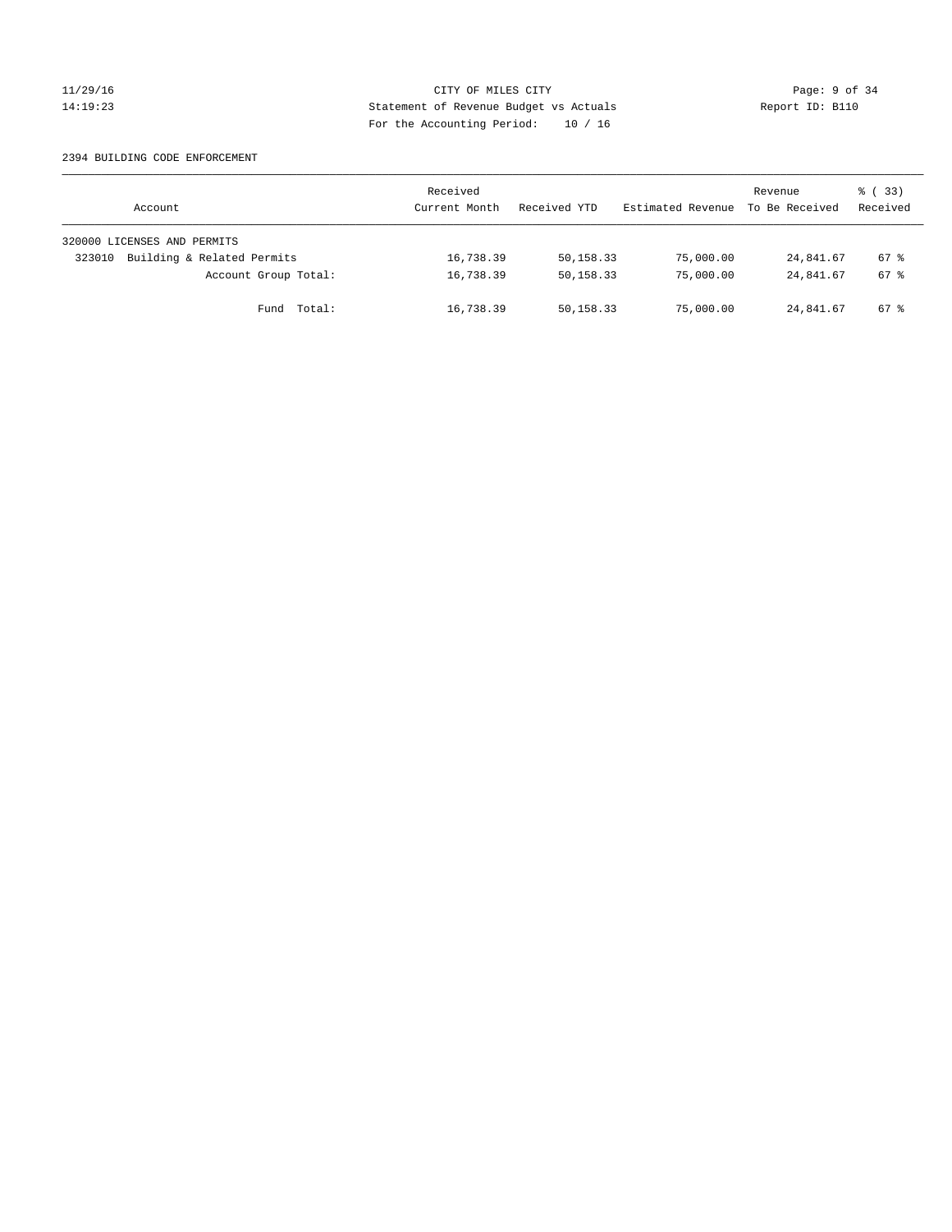CITY OF MILES CITY
Statement of Revenue Budget vs Actuals
For the Accounting Period: 10 / 16

11/29/16
14:19:23

Report ID: B110

2394 BUILDING CODE ENFORCEMENT

| Account | Received Current Month | Received YTD | Estimated Revenue | Revenue To Be Received | % ( 33) Received |
|---|---|---|---|---|---|
| 320000 LICENSES AND PERMITS | | | | | |
| 323010 Building & Related Permits | 16,738.39 | 50,158.33 | 75,000.00 | 24,841.67 | 67 % |
| Account Group Total: | 16,738.39 | 50,158.33 | 75,000.00 | 24,841.67 | 67 % |
| Fund Total: | 16,738.39 | 50,158.33 | 75,000.00 | 24,841.67 | 67 % |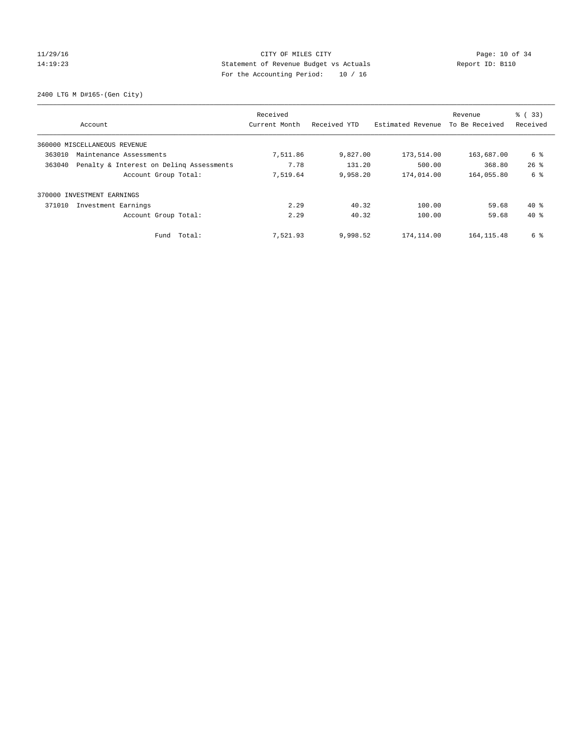CITY OF MILES CITY

Statement of Revenue Budget vs Actuals

For the Accounting Period: 10 / 16

11/29/16
14:19:23

Report ID: B110

2400 LTG M D#165-(Gen City)

| Account | Received Current Month | Received YTD | Estimated Revenue | Revenue To Be Received | % ( 33) Received |
|---|---|---|---|---|---|
| 360000 MISCELLANEOUS REVENUE | | | | | |
| 363010 Maintenance Assessments | 7,511.86 | 9,827.00 | 173,514.00 | 163,687.00 | 6 % |
| 363040 Penalty & Interest on Delinq Assessments | 7.78 | 131.20 | 500.00 | 368.80 | 26 % |
| Account Group Total: | 7,519.64 | 9,958.20 | 174,014.00 | 164,055.80 | 6 % |
| 370000 INVESTMENT EARNINGS | | | | | |
| 371010 Investment Earnings | 2.29 | 40.32 | 100.00 | 59.68 | 40 % |
| Account Group Total: | 2.29 | 40.32 | 100.00 | 59.68 | 40 % |
| Fund Total: | 7,521.93 | 9,998.52 | 174,114.00 | 164,115.48 | 6 % |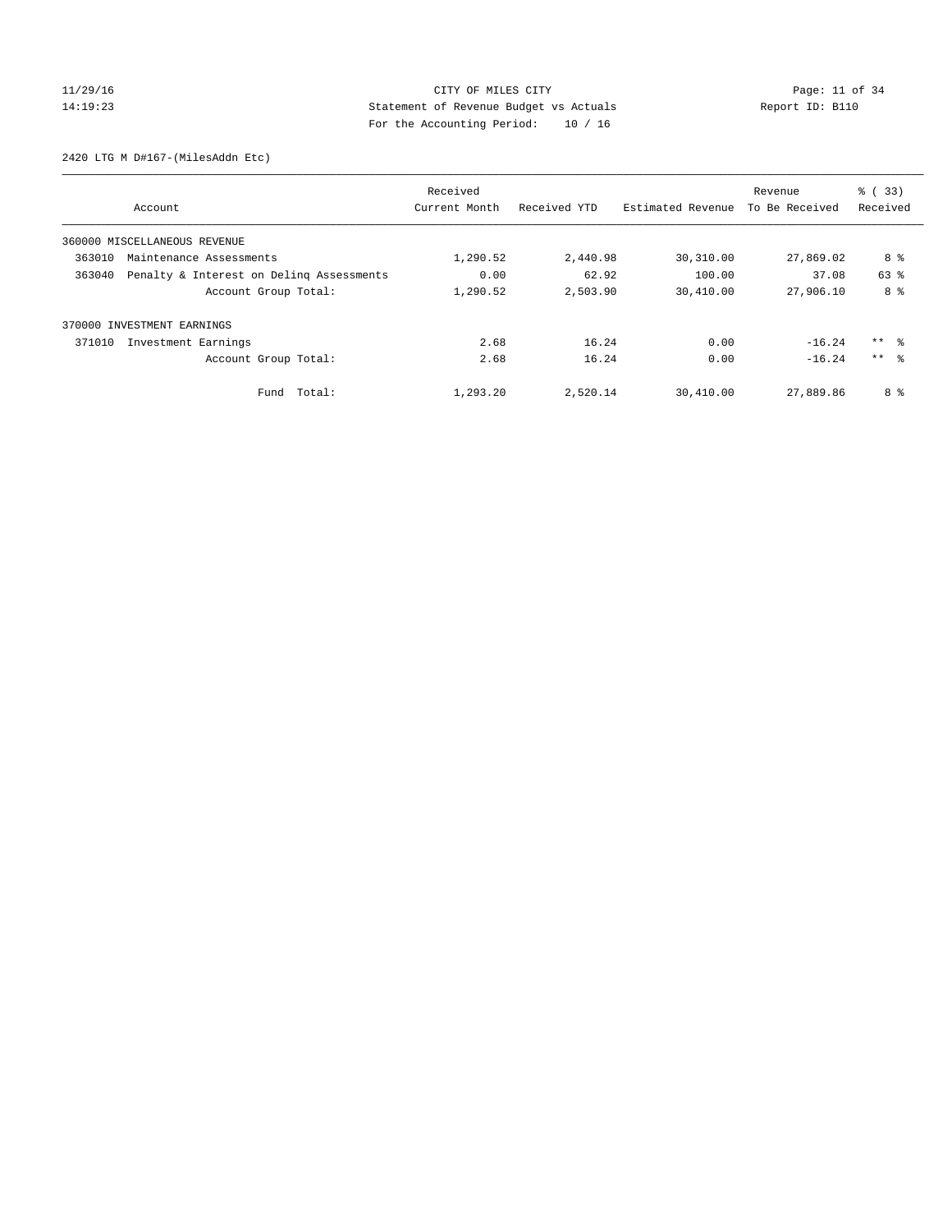CITY OF MILES CITY
Statement of Revenue Budget vs Actuals
For the Accounting Period: 10 / 16

11/29/16
14:19:23

Report ID: B110

2420 LTG M D#167-(MilesAddn Etc)

| Account | Received Current Month | Received YTD | Estimated Revenue | Revenue To Be Received | % ( 33) Received |
|---|---|---|---|---|---|
| 360000 MISCELLANEOUS REVENUE | | | | | |
| 363010 Maintenance Assessments | 1,290.52 | 2,440.98 | 30,310.00 | 27,869.02 | 8 % |
| 363040 Penalty & Interest on Delinq Assessments | 0.00 | 62.92 | 100.00 | 37.08 | 63 % |
| Account Group Total: | 1,290.52 | 2,503.90 | 30,410.00 | 27,906.10 | 8 % |
| 370000 INVESTMENT EARNINGS | | | | | |
| 371010 Investment Earnings | 2.68 | 16.24 | 0.00 | -16.24 | ** % |
| Account Group Total: | 2.68 | 16.24 | 0.00 | -16.24 | ** % |
| Fund Total: | 1,293.20 | 2,520.14 | 30,410.00 | 27,889.86 | 8 % |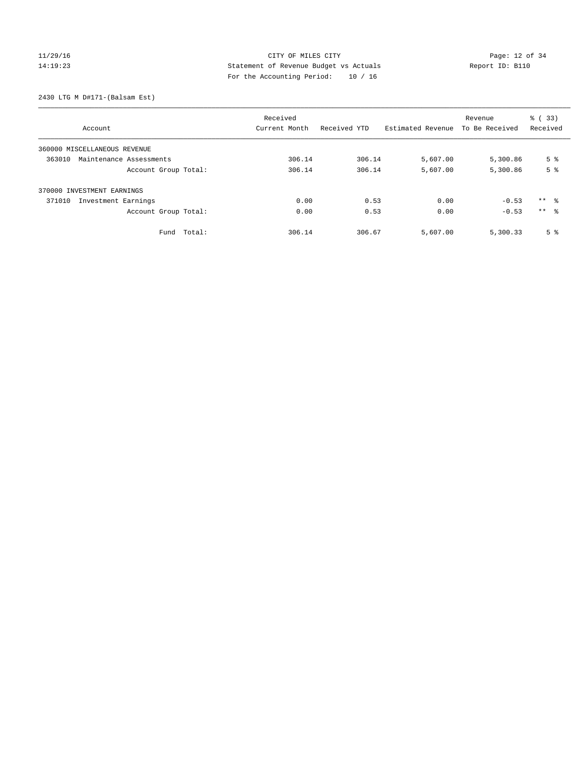CITY OF MILES CITY
Statement of Revenue Budget vs Actuals
For the Accounting Period: 10 / 16

11/29/16
14:19:23

Report ID: B110

2430 LTG M D#171-(Balsam Est)

| Account | Received Current Month | Received YTD | Estimated Revenue | Revenue To Be Received | % ( 33) Received |
|---|---|---|---|---|---|
| 360000 MISCELLANEOUS REVENUE | | | | | |
| 363010 Maintenance Assessments | 306.14 | 306.14 | 5,607.00 | 5,300.86 | 5 % |
| Account Group Total: | 306.14 | 306.14 | 5,607.00 | 5,300.86 | 5 % |
| 370000 INVESTMENT EARNINGS | | | | | |
| 371010 Investment Earnings | 0.00 | 0.53 | 0.00 | -0.53 | ** % |
| Account Group Total: | 0.00 | 0.53 | 0.00 | -0.53 | ** % |
| Fund Total: | 306.14 | 306.67 | 5,607.00 | 5,300.33 | 5 % |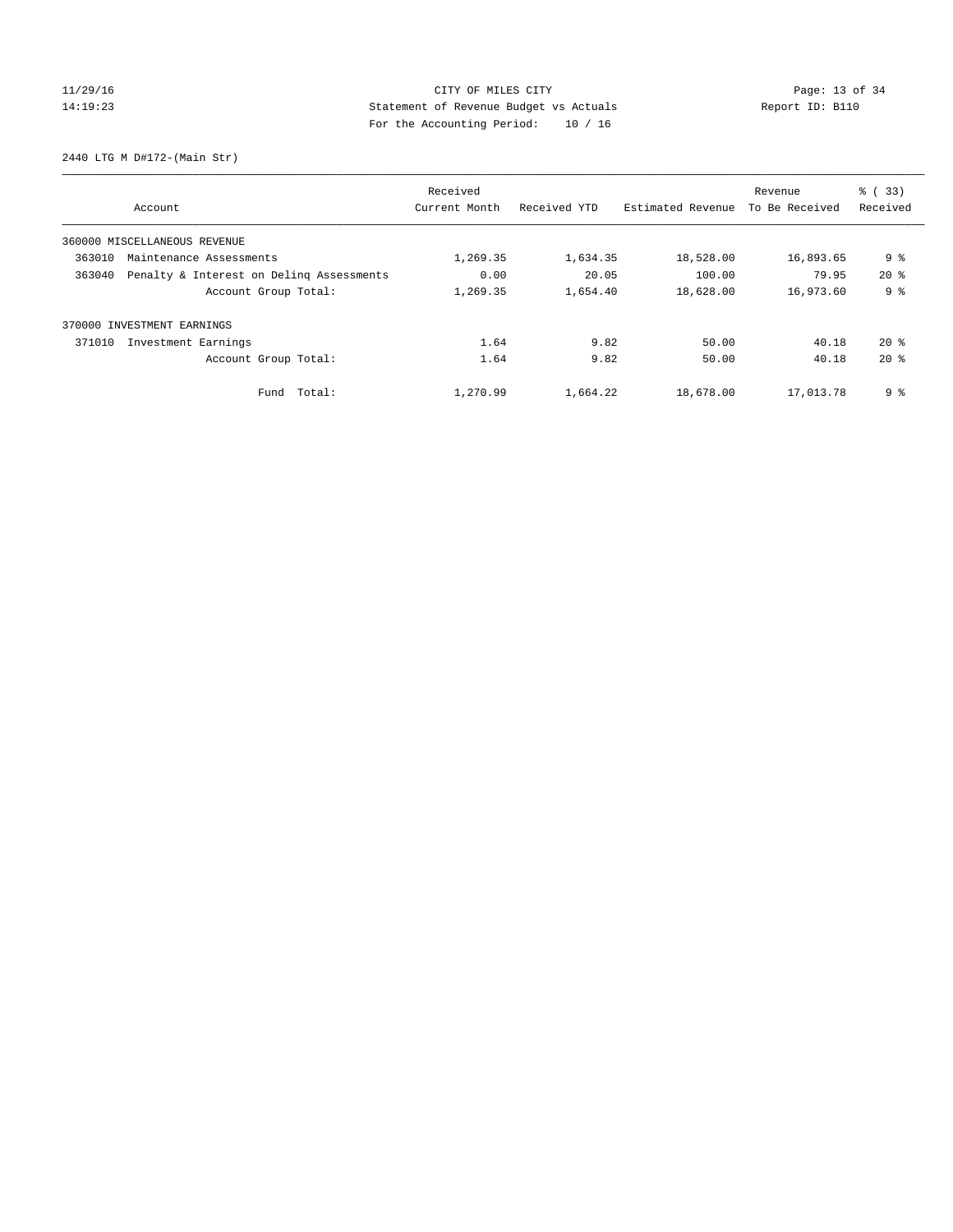CITY OF MILES CITY

Statement of Revenue Budget vs Actuals

For the Accounting Period: 10 / 16

11/29/16
14:19:23

Report ID: B110

2440 LTG M D#172-(Main Str)

| Account | | Received Current Month | Received YTD | Estimated Revenue | Revenue To Be Received | % ( 33) Received |
|---|---|---|---|---|---|---|
| 360000 MISCELLANEOUS REVENUE | | | | | | |
| 363010 | Maintenance Assessments | 1,269.35 | 1,634.35 | 18,528.00 | 16,893.65 | 9 % |
| 363040 | Penalty & Interest on Delinq Assessments | 0.00 | 20.05 | 100.00 | 79.95 | 20 % |
| | Account Group Total: | 1,269.35 | 1,654.40 | 18,628.00 | 16,973.60 | 9 % |
| 370000 INVESTMENT EARNINGS | | | | | | |
| 371010 | Investment Earnings | 1.64 | 9.82 | 50.00 | 40.18 | 20 % |
| | Account Group Total: | 1.64 | 9.82 | 50.00 | 40.18 | 20 % |
| | Fund Total: | 1,270.99 | 1,664.22 | 18,678.00 | 17,013.78 | 9 % |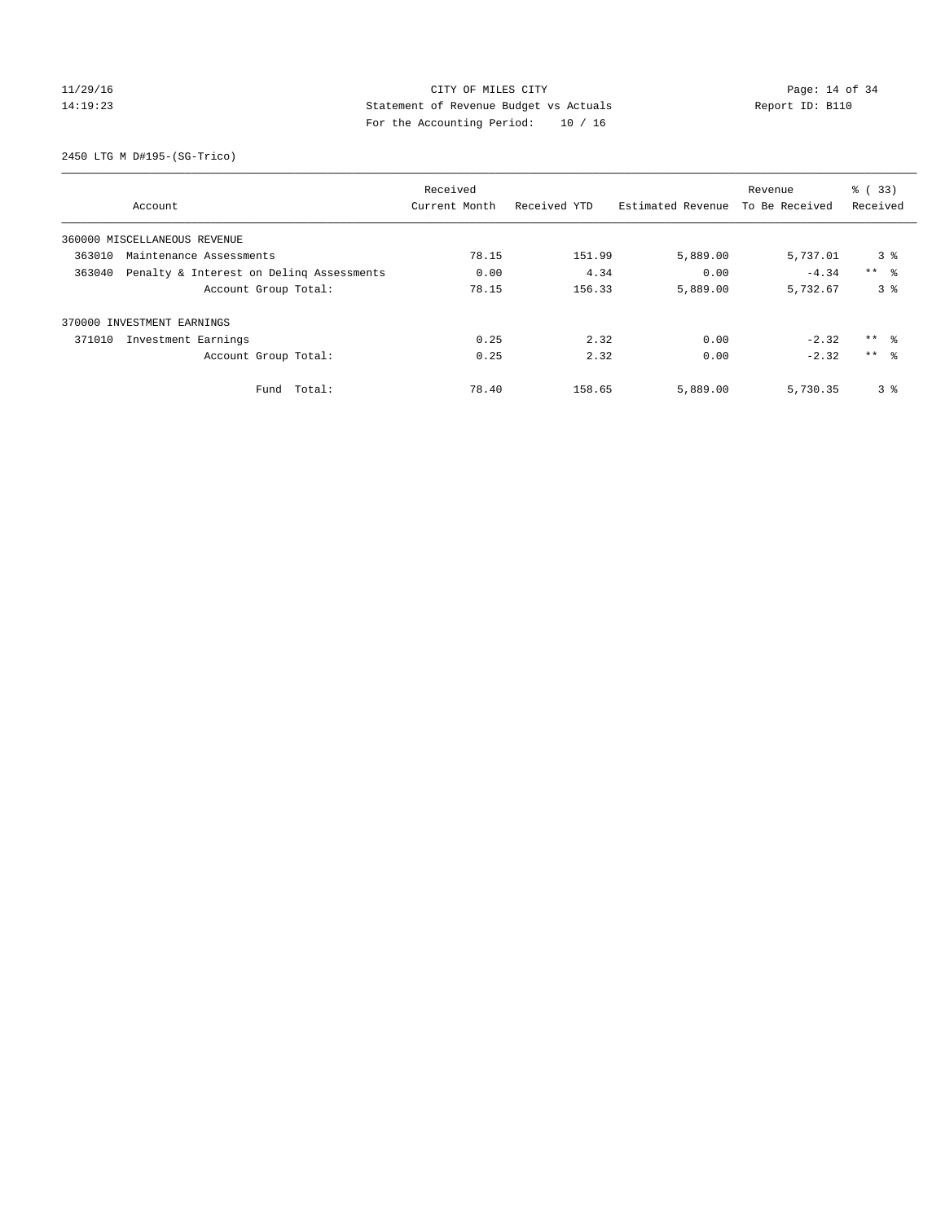CITY OF MILES CITY
Statement of Revenue Budget vs Actuals
For the Accounting Period: 10 / 16

11/29/16
14:19:23

Report ID: B110

2450 LTG M D#195-(SG-Trico)

| Account | Received Current Month | Received YTD | Estimated Revenue | Revenue To Be Received | % ( 33) Received |
|---|---|---|---|---|---|
| 360000 MISCELLANEOUS REVENUE | | | | | |
| 363010 Maintenance Assessments | 78.15 | 151.99 | 5,889.00 | 5,737.01 | 3 % |
| 363040 Penalty & Interest on Delinq Assessments | 0.00 | 4.34 | 0.00 | -4.34 | ** % |
| Account Group Total: | 78.15 | 156.33 | 5,889.00 | 5,732.67 | 3 % |
| 370000 INVESTMENT EARNINGS | | | | | |
| 371010 Investment Earnings | 0.25 | 2.32 | 0.00 | -2.32 | ** % |
| Account Group Total: | 0.25 | 2.32 | 0.00 | -2.32 | ** % |
| Fund Total: | 78.40 | 158.65 | 5,889.00 | 5,730.35 | 3 % |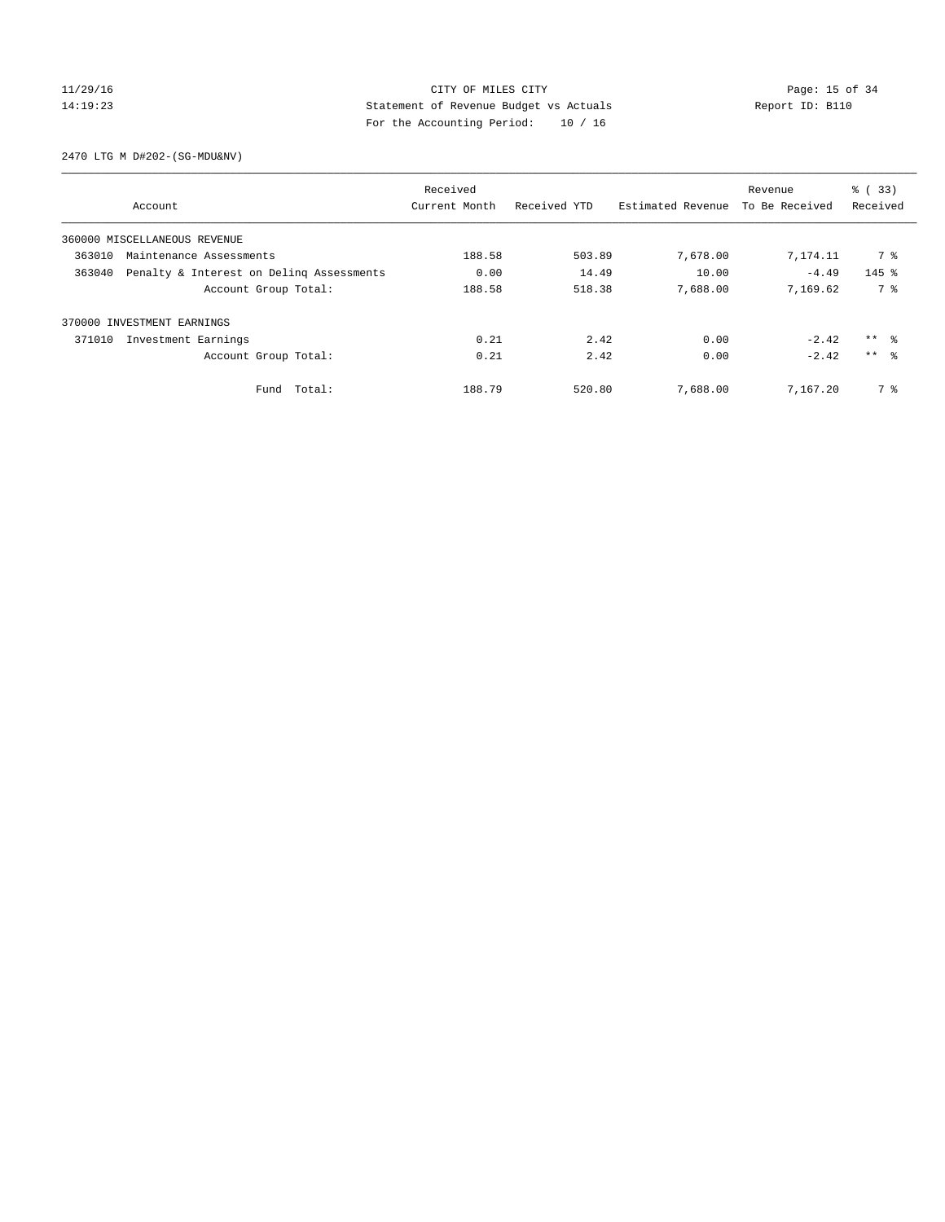CITY OF MILES CITY
Statement of Revenue Budget vs Actuals
For the Accounting Period: 10 / 16

11/29/16
14:19:23

Report ID: B110

2470 LTG M D#202-(SG-MDU&NV)

| Account | Received Current Month | Received YTD | Estimated Revenue | Revenue To Be Received | % ( 33) Received |
|---|---|---|---|---|---|
| 360000 MISCELLANEOUS REVENUE | | | | | |
| 363010 Maintenance Assessments | 188.58 | 503.89 | 7,678.00 | 7,174.11 | 7 % |
| 363040 Penalty & Interest on Delinq Assessments | 0.00 | 14.49 | 10.00 | -4.49 | 145 % |
| Account Group Total: | 188.58 | 518.38 | 7,688.00 | 7,169.62 | 7 % |
| 370000 INVESTMENT EARNINGS | | | | | |
| 371010 Investment Earnings | 0.21 | 2.42 | 0.00 | -2.42 | ** % |
| Account Group Total: | 0.21 | 2.42 | 0.00 | -2.42 | ** % |
| Fund Total: | 188.79 | 520.80 | 7,688.00 | 7,167.20 | 7 % |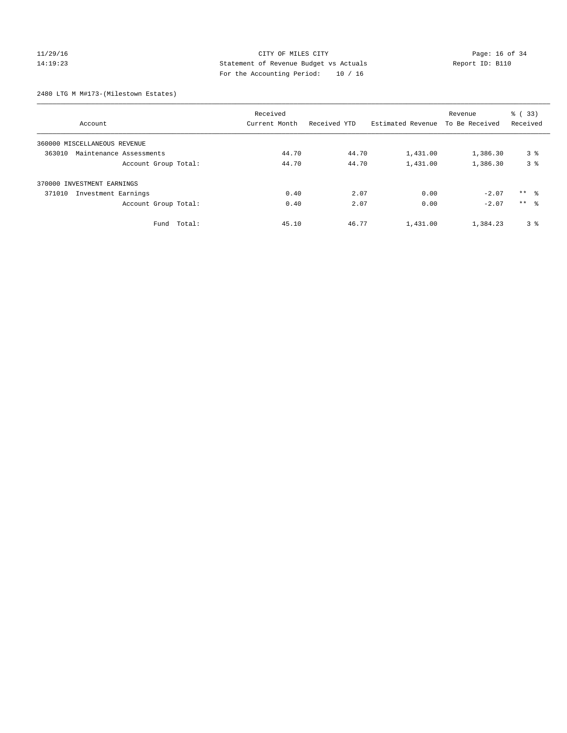# CITY OF MILES CITY

## Statement of Revenue Budget vs Actuals

For the Accounting Period: 10 / 16

11/29/16 14:19:23 — Report ID: B110

### 2480 LTG M M#173-(Milestown Estates)

| Account | Received Current Month | Received YTD | Estimated Revenue | Revenue To Be Received | % ( 33) Received |
|---|---|---|---|---|---|
| 360000 MISCELLANEOUS REVENUE | | | | | |
| 363010 Maintenance Assessments | 44.70 | 44.70 | 1,431.00 | 1,386.30 | 3 % |
| Account Group Total: | 44.70 | 44.70 | 1,431.00 | 1,386.30 | 3 % |
| 370000 INVESTMENT EARNINGS | | | | | |
| 371010 Investment Earnings | 0.40 | 2.07 | 0.00 | -2.07 | ** % |
| Account Group Total: | 0.40 | 2.07 | 0.00 | -2.07 | ** % |
| Fund Total: | 45.10 | 46.77 | 1,431.00 | 1,384.23 | 3 % |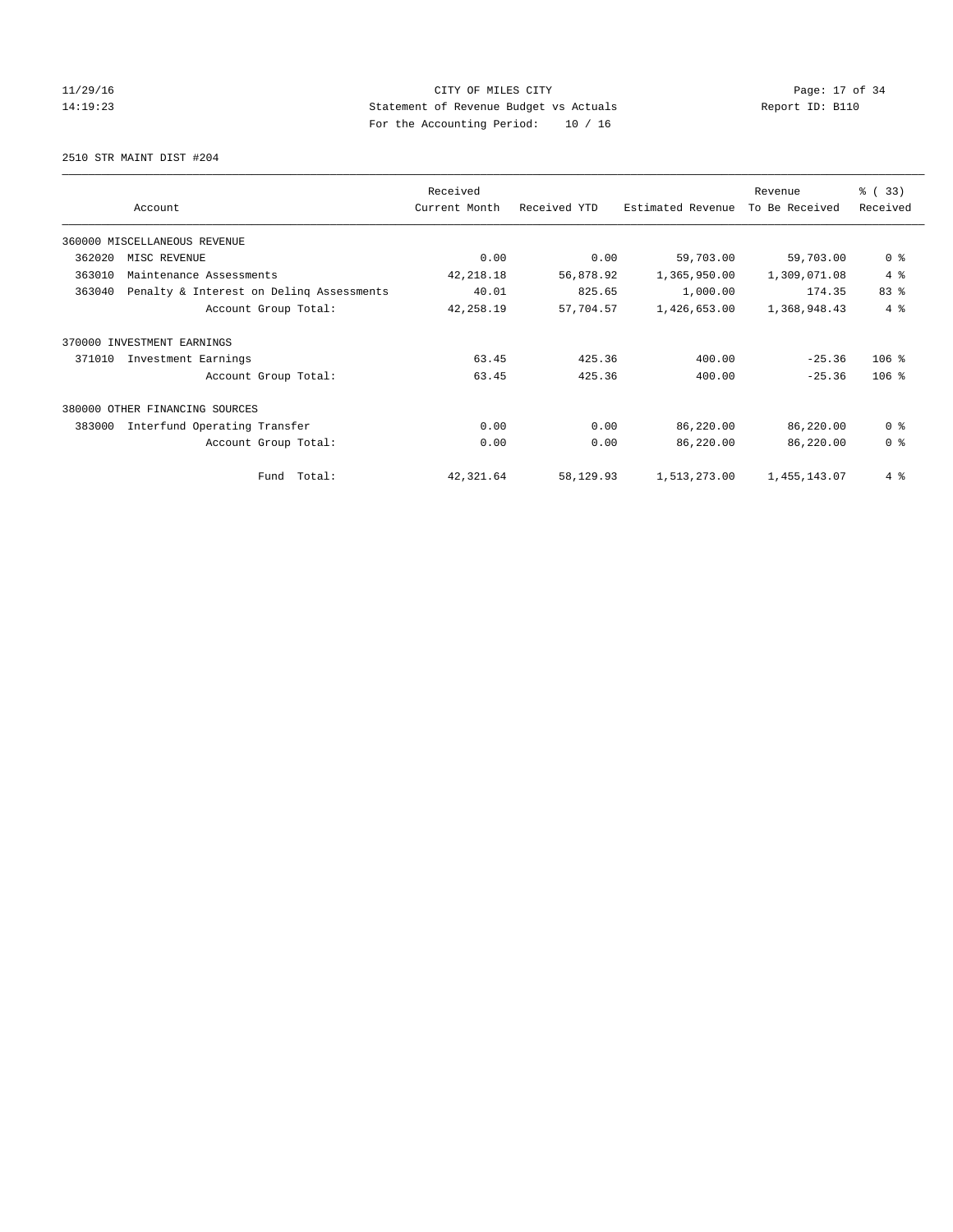CITY OF MILES CITY
Statement of Revenue Budget vs Actuals
For the Accounting Period: 10 / 16

11/29/16
14:19:23

Report ID: B110

2510 STR MAINT DIST #204

| Account | | Received Current Month | Received YTD | Estimated Revenue | Revenue To Be Received | % ( 33) Received |
|---|---|---|---|---|---|---|
| 360000 MISCELLANEOUS REVENUE | | | | | | |
| 362020 | MISC REVENUE | 0.00 | 0.00 | 59,703.00 | 59,703.00 | 0 % |
| 363010 | Maintenance Assessments | 42,218.18 | 56,878.92 | 1,365,950.00 | 1,309,071.08 | 4 % |
| 363040 | Penalty & Interest on Delinq Assessments | 40.01 | 825.65 | 1,000.00 | 174.35 | 83 % |
| | Account Group Total: | 42,258.19 | 57,704.57 | 1,426,653.00 | 1,368,948.43 | 4 % |
| 370000 INVESTMENT EARNINGS | | | | | | |
| 371010 | Investment Earnings | 63.45 | 425.36 | 400.00 | -25.36 | 106 % |
| | Account Group Total: | 63.45 | 425.36 | 400.00 | -25.36 | 106 % |
| 380000 OTHER FINANCING SOURCES | | | | | | |
| 383000 | Interfund Operating Transfer | 0.00 | 0.00 | 86,220.00 | 86,220.00 | 0 % |
| | Account Group Total: | 0.00 | 0.00 | 86,220.00 | 86,220.00 | 0 % |
| | Fund Total: | 42,321.64 | 58,129.93 | 1,513,273.00 | 1,455,143.07 | 4 % |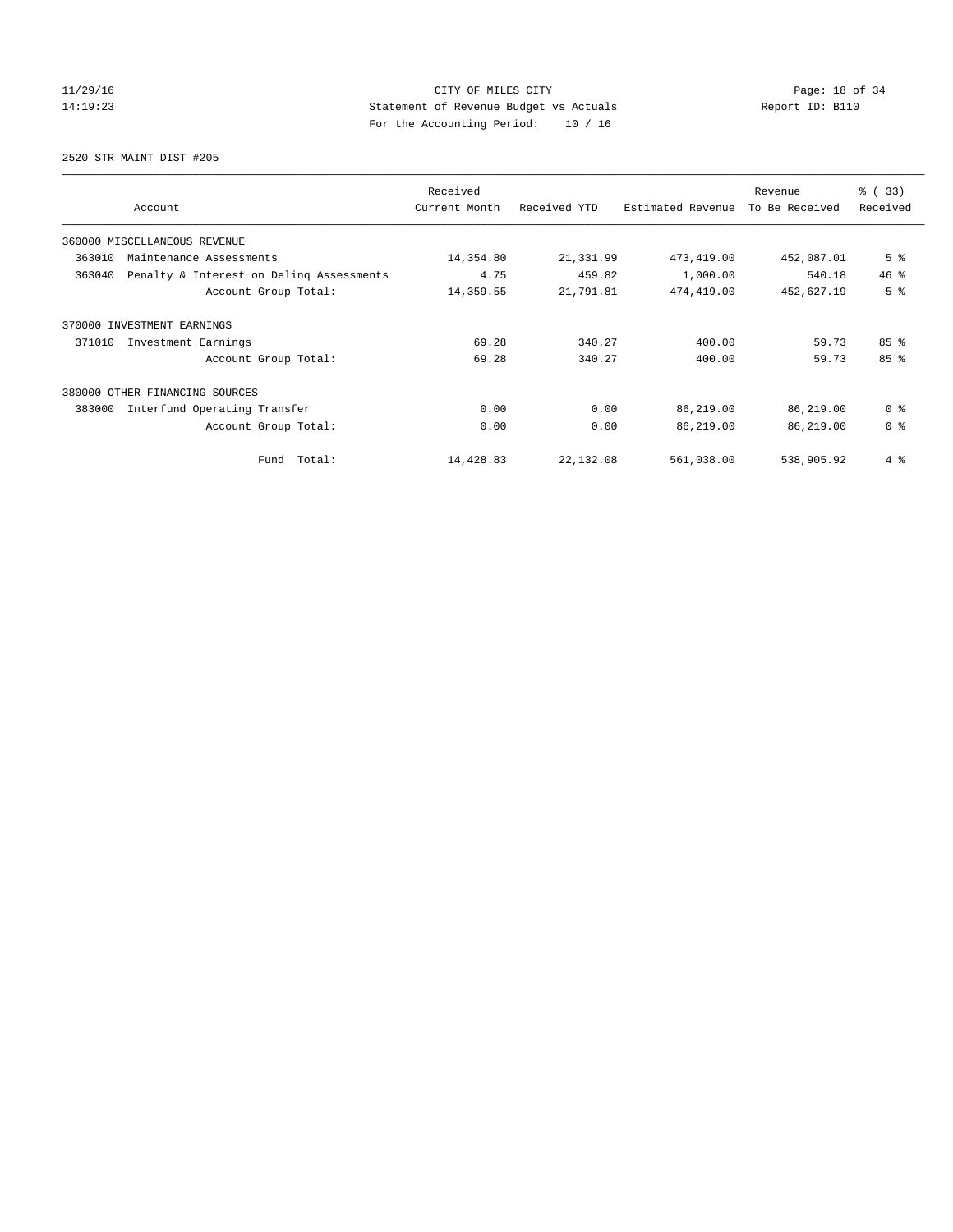CITY OF MILES CITY
Statement of Revenue Budget vs Actuals
For the Accounting Period: 10 / 16

11/29/16
14:19:23

Report ID: B110

2520 STR MAINT DIST #205

| Account | Received Current Month | Received YTD | Estimated Revenue | Revenue To Be Received | % ( 33) Received |
|---|---|---|---|---|---|
| 360000 MISCELLANEOUS REVENUE | | | | | |
| 363010 Maintenance Assessments | 14,354.80 | 21,331.99 | 473,419.00 | 452,087.01 | 5 % |
| 363040 Penalty & Interest on Delinq Assessments | 4.75 | 459.82 | 1,000.00 | 540.18 | 46 % |
| Account Group Total: | 14,359.55 | 21,791.81 | 474,419.00 | 452,627.19 | 5 % |
| 370000 INVESTMENT EARNINGS | | | | | |
| 371010 Investment Earnings | 69.28 | 340.27 | 400.00 | 59.73 | 85 % |
| Account Group Total: | 69.28 | 340.27 | 400.00 | 59.73 | 85 % |
| 380000 OTHER FINANCING SOURCES | | | | | |
| 383000 Interfund Operating Transfer | 0.00 | 0.00 | 86,219.00 | 86,219.00 | 0 % |
| Account Group Total: | 0.00 | 0.00 | 86,219.00 | 86,219.00 | 0 % |
| Fund Total: | 14,428.83 | 22,132.08 | 561,038.00 | 538,905.92 | 4 % |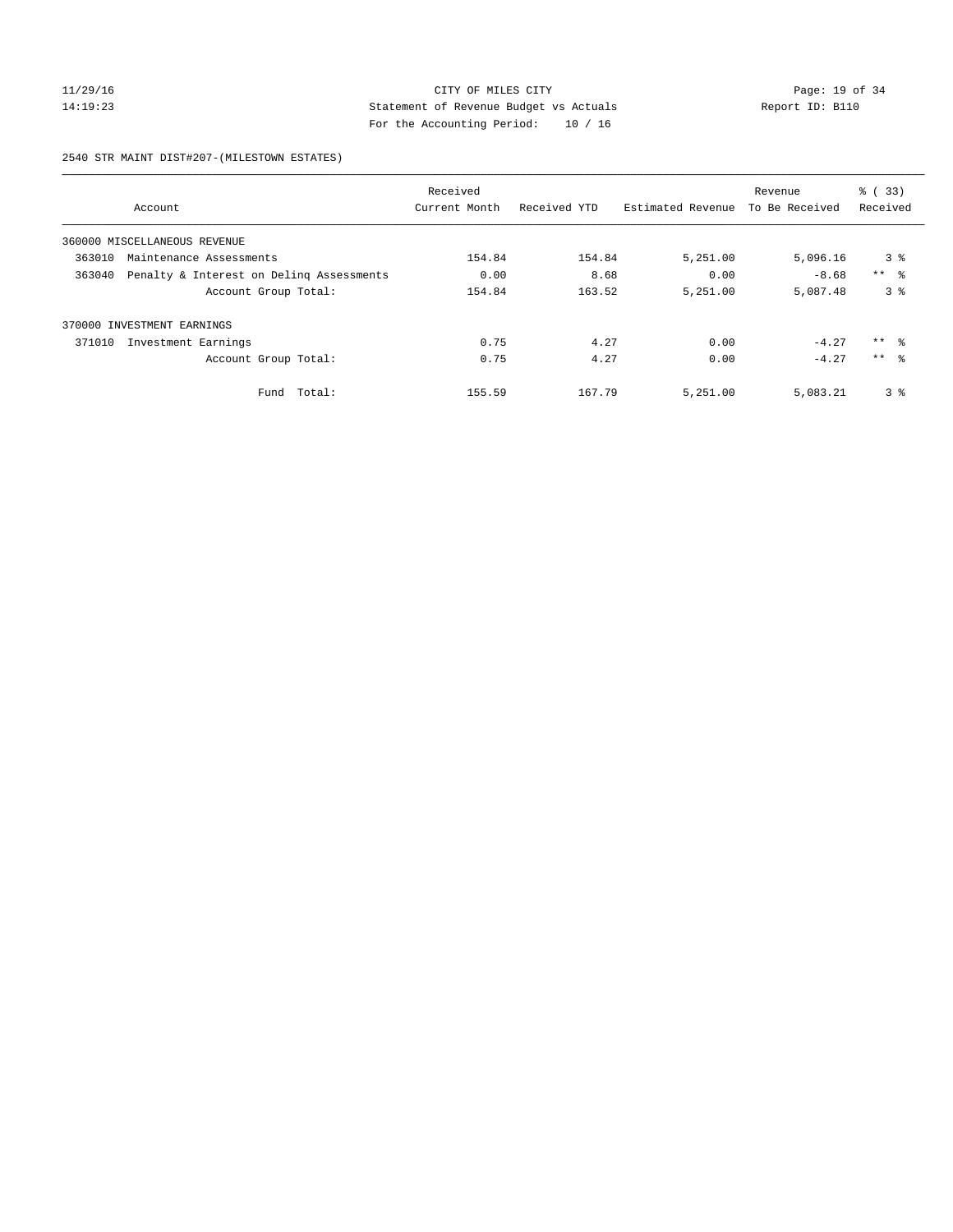CITY OF MILES CITY
Statement of Revenue Budget vs Actuals
For the Accounting Period: 10 / 16

11/29/16
14:19:23

Report ID: B110

2540 STR MAINT DIST#207-(MILESTOWN ESTATES)

| Account | Received Current Month | Received YTD | Estimated Revenue | Revenue To Be Received | % ( 33) Received |
|---|---|---|---|---|---|
| 360000 MISCELLANEOUS REVENUE | | | | | |
| 363010 Maintenance Assessments | 154.84 | 154.84 | 5,251.00 | 5,096.16 | 3 % |
| 363040 Penalty & Interest on Delinq Assessments | 0.00 | 8.68 | 0.00 | -8.68 | ** % |
| Account Group Total: | 154.84 | 163.52 | 5,251.00 | 5,087.48 | 3 % |
| 370000 INVESTMENT EARNINGS | | | | | |
| 371010 Investment Earnings | 0.75 | 4.27 | 0.00 | -4.27 | ** % |
| Account Group Total: | 0.75 | 4.27 | 0.00 | -4.27 | ** % |
| Fund Total: | 155.59 | 167.79 | 5,251.00 | 5,083.21 | 3 % |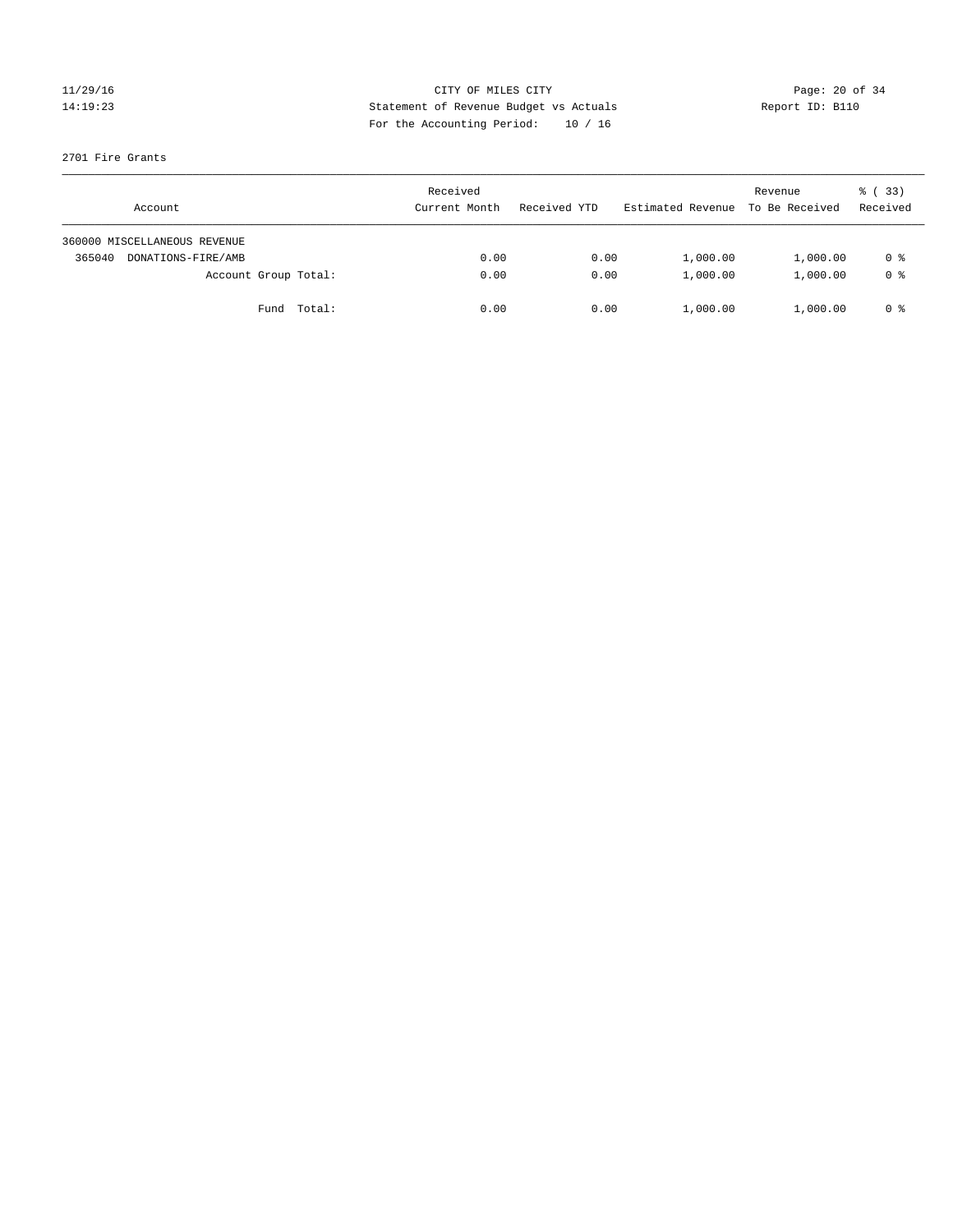CITY OF MILES CITY
Statement of Revenue Budget vs Actuals
For the Accounting Period: 10 / 16

11/29/16
14:19:23

Report ID: B110

2701 Fire Grants

| Account | Received Current Month | Received YTD | Estimated Revenue | Revenue To Be Received | % ( 33) Received |
|---|---|---|---|---|---|
| 360000 MISCELLANEOUS REVENUE | | | | | |
| 365040 DONATIONS-FIRE/AMB | 0.00 | 0.00 | 1,000.00 | 1,000.00 | 0 % |
| Account Group Total: | 0.00 | 0.00 | 1,000.00 | 1,000.00 | 0 % |
| Fund Total: | 0.00 | 0.00 | 1,000.00 | 1,000.00 | 0 % |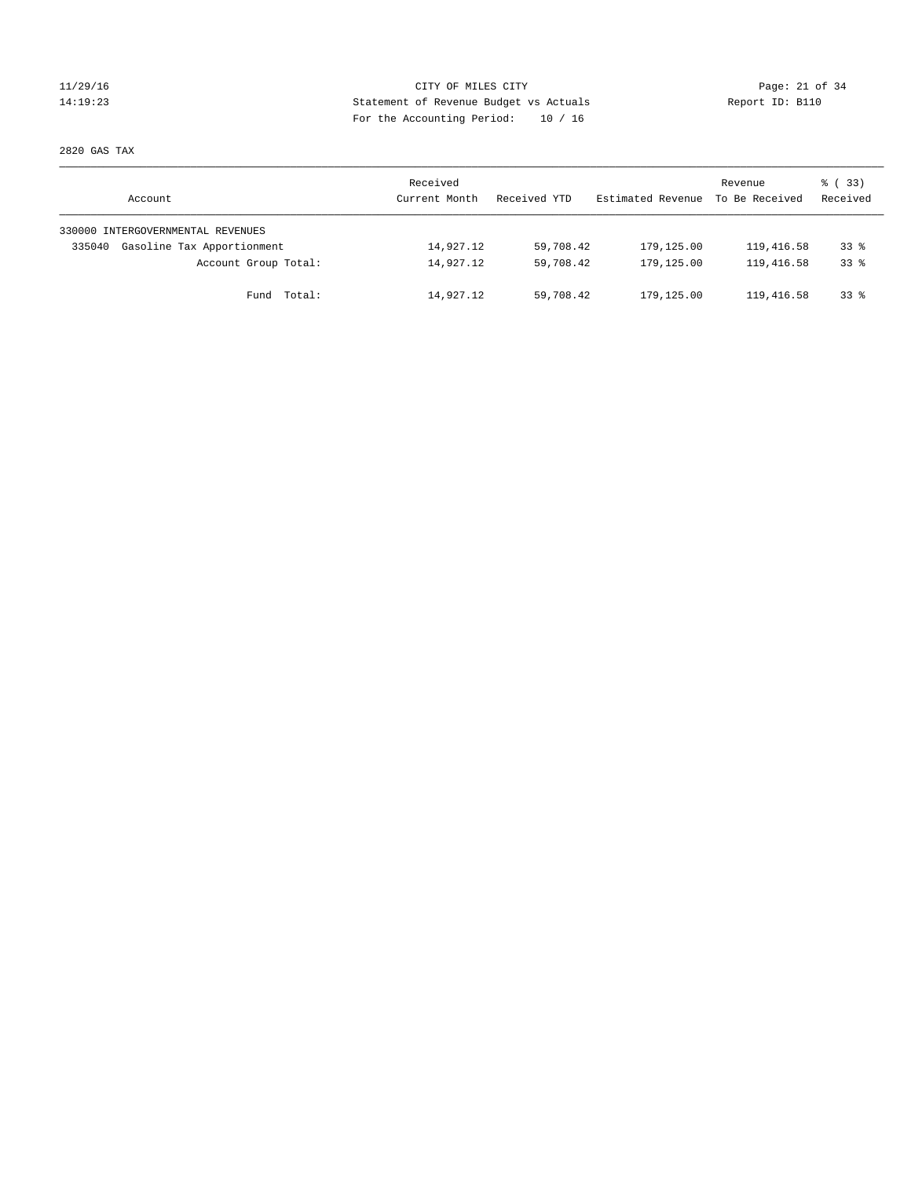CITY OF MILES CITY
Statement of Revenue Budget vs Actuals
For the Accounting Period: 10 / 16

11/29/16
14:19:23

Report ID: B110

2820 GAS TAX

| Account | Received Current Month | Received YTD | Estimated Revenue | Revenue To Be Received | % ( 33) Received |
|---|---|---|---|---|---|
| 330000 INTERGOVERNMENTAL REVENUES | | | | | |
| 335040 Gasoline Tax Apportionment | 14,927.12 | 59,708.42 | 179,125.00 | 119,416.58 | 33 % |
| Account Group Total: | 14,927.12 | 59,708.42 | 179,125.00 | 119,416.58 | 33 % |
| Fund Total: | 14,927.12 | 59,708.42 | 179,125.00 | 119,416.58 | 33 % |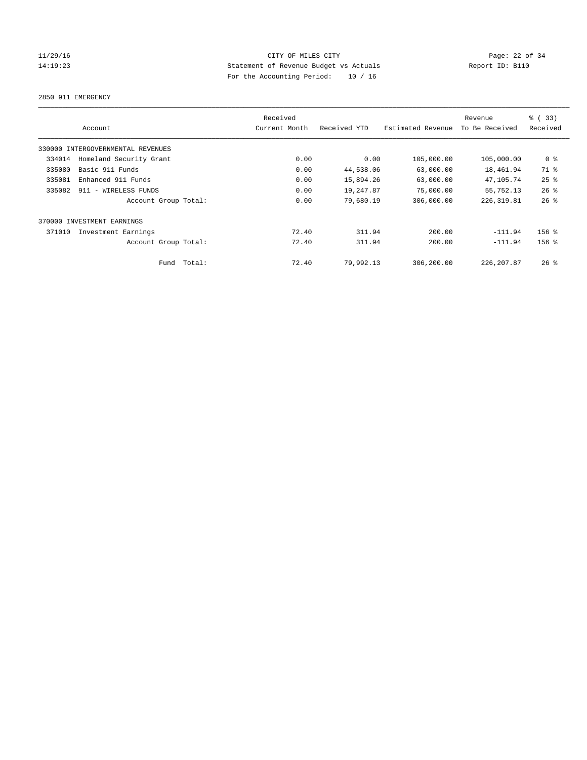CITY OF MILES CITY
Statement of Revenue Budget vs Actuals
For the Accounting Period: 10 / 16

11/29/16
14:19:23

Report ID: B110

2850 911 EMERGENCY

| Account | Received Current Month | Received YTD | Estimated Revenue | Revenue To Be Received | % ( 33) Received |
|---|---|---|---|---|---|
| 330000 INTERGOVERNMENTAL REVENUES | | | | | |
| 334014 Homeland Security Grant | 0.00 | 0.00 | 105,000.00 | 105,000.00 | 0 % |
| 335080 Basic 911 Funds | 0.00 | 44,538.06 | 63,000.00 | 18,461.94 | 71 % |
| 335081 Enhanced 911 Funds | 0.00 | 15,894.26 | 63,000.00 | 47,105.74 | 25 % |
| 335082 911 - WIRELESS FUNDS | 0.00 | 19,247.87 | 75,000.00 | 55,752.13 | 26 % |
| Account Group Total: | 0.00 | 79,680.19 | 306,000.00 | 226,319.81 | 26 % |
| 370000 INVESTMENT EARNINGS | | | | | |
| 371010 Investment Earnings | 72.40 | 311.94 | 200.00 | -111.94 | 156 % |
| Account Group Total: | 72.40 | 311.94 | 200.00 | -111.94 | 156 % |
| Fund Total: | 72.40 | 79,992.13 | 306,200.00 | 226,207.87 | 26 % |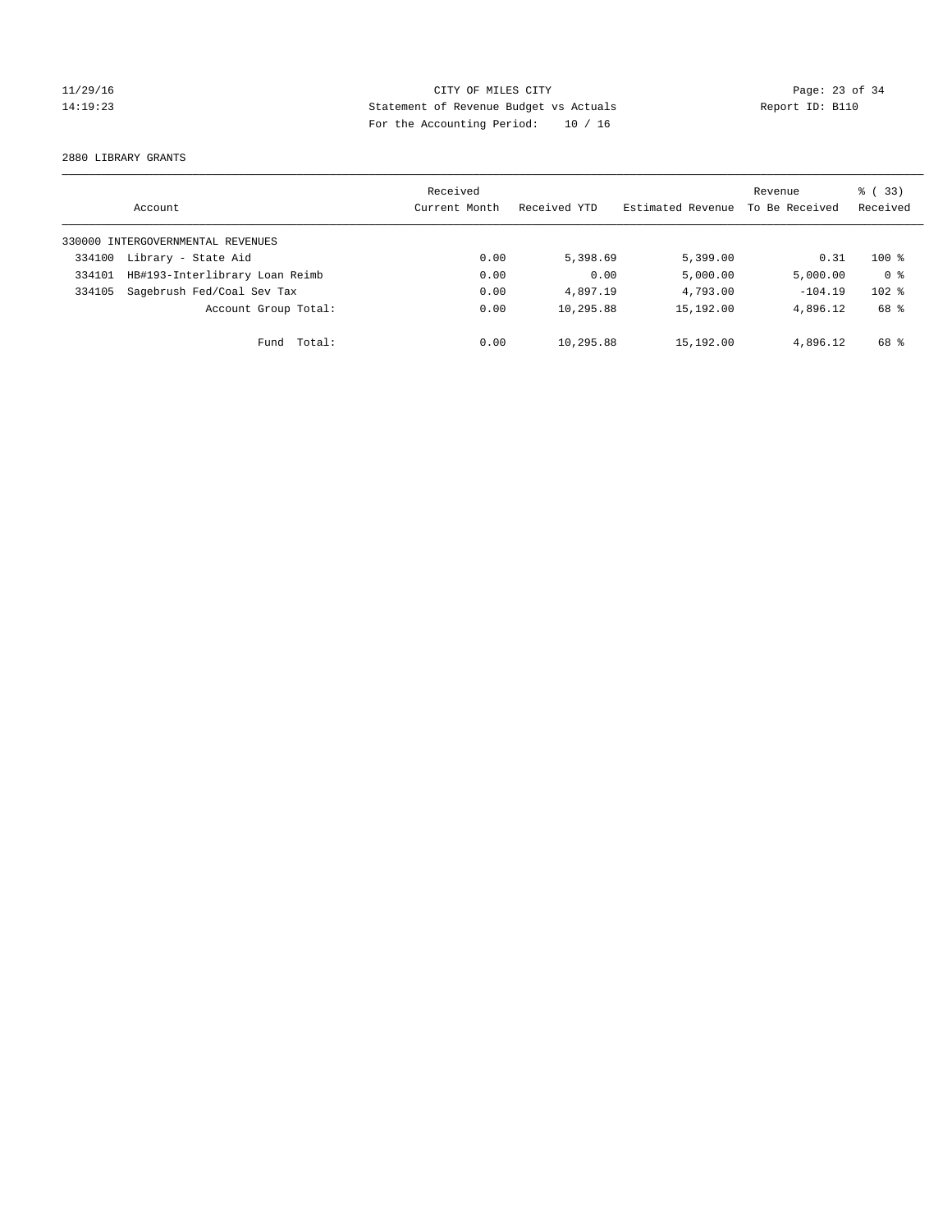CITY OF MILES CITY
Statement of Revenue Budget vs Actuals
For the Accounting Period: 10 / 16

11/29/16
14:19:23

Report ID: B110

2880 LIBRARY GRANTS

| Account | | Received Current Month | Received YTD | Estimated Revenue | Revenue To Be Received | % ( 33) Received |
|---|---|---|---|---|---|---|
| 330000 INTERGOVERNMENTAL REVENUES | | | | | | |
| 334100 | Library - State Aid | 0.00 | 5,398.69 | 5,399.00 | 0.31 | 100 % |
| 334101 | HB#193-Interlibrary Loan Reimb | 0.00 | 0.00 | 5,000.00 | 5,000.00 | 0 % |
| 334105 | Sagebrush Fed/Coal Sev Tax | 0.00 | 4,897.19 | 4,793.00 | -104.19 | 102 % |
| | Account Group Total: | 0.00 | 10,295.88 | 15,192.00 | 4,896.12 | 68 % |
| | Fund Total: | 0.00 | 10,295.88 | 15,192.00 | 4,896.12 | 68 % |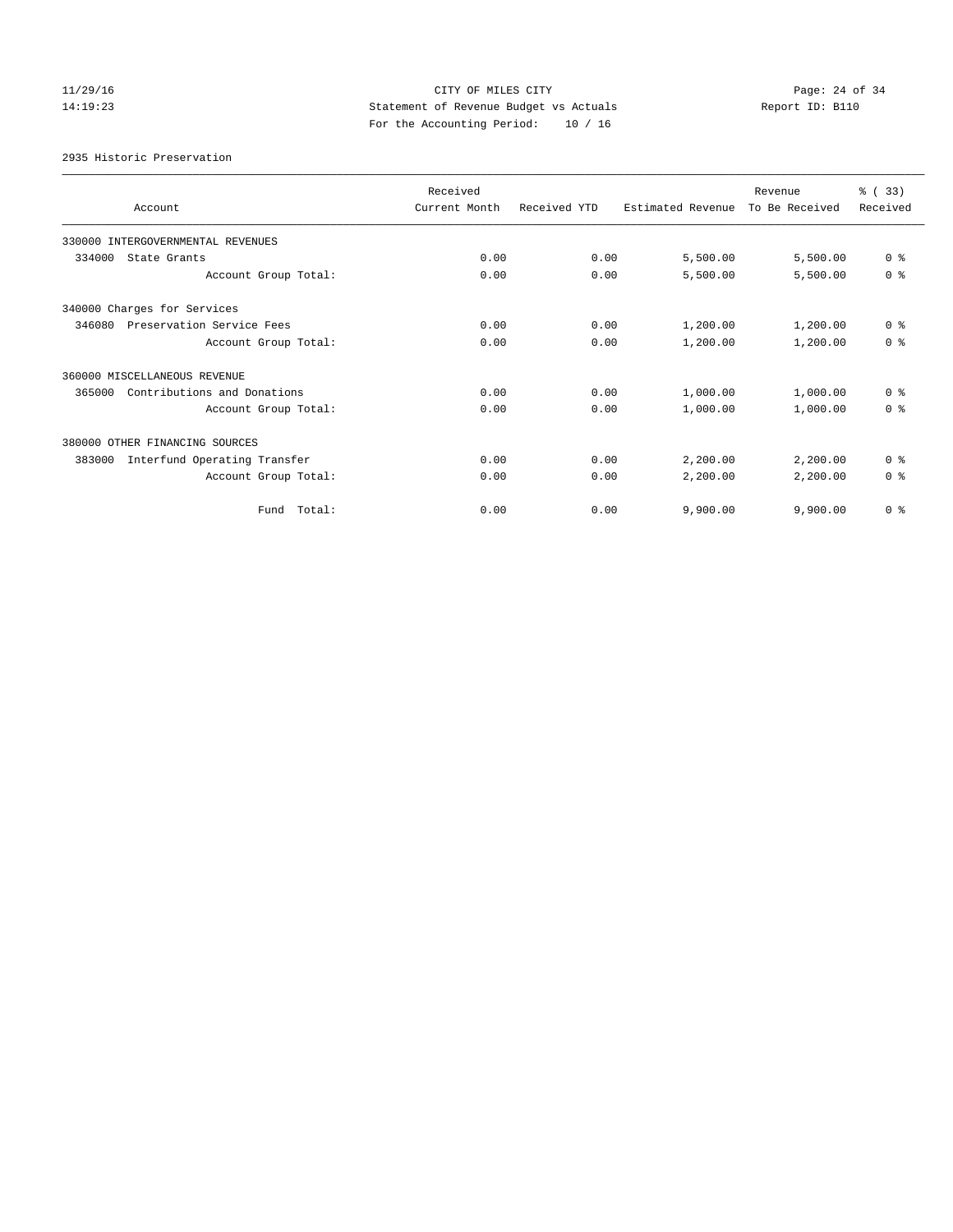CITY OF MILES CITY
Statement of Revenue Budget vs Actuals
For the Accounting Period: 10 / 16

11/29/16
14:19:23

Report ID: B110

2935 Historic Preservation

| Account | Received Current Month | Received YTD | Estimated Revenue | Revenue To Be Received | % ( 33) Received |
|---|---|---|---|---|---|
| 330000 INTERGOVERNMENTAL REVENUES | | | | | |
| 334000 State Grants | 0.00 | 0.00 | 5,500.00 | 5,500.00 | 0 % |
| Account Group Total: | 0.00 | 0.00 | 5,500.00 | 5,500.00 | 0 % |
| 340000 Charges for Services | | | | | |
| 346080 Preservation Service Fees | 0.00 | 0.00 | 1,200.00 | 1,200.00 | 0 % |
| Account Group Total: | 0.00 | 0.00 | 1,200.00 | 1,200.00 | 0 % |
| 360000 MISCELLANEOUS REVENUE | | | | | |
| 365000 Contributions and Donations | 0.00 | 0.00 | 1,000.00 | 1,000.00 | 0 % |
| Account Group Total: | 0.00 | 0.00 | 1,000.00 | 1,000.00 | 0 % |
| 380000 OTHER FINANCING SOURCES | | | | | |
| 383000 Interfund Operating Transfer | 0.00 | 0.00 | 2,200.00 | 2,200.00 | 0 % |
| Account Group Total: | 0.00 | 0.00 | 2,200.00 | 2,200.00 | 0 % |
| Fund Total: | 0.00 | 0.00 | 9,900.00 | 9,900.00 | 0 % |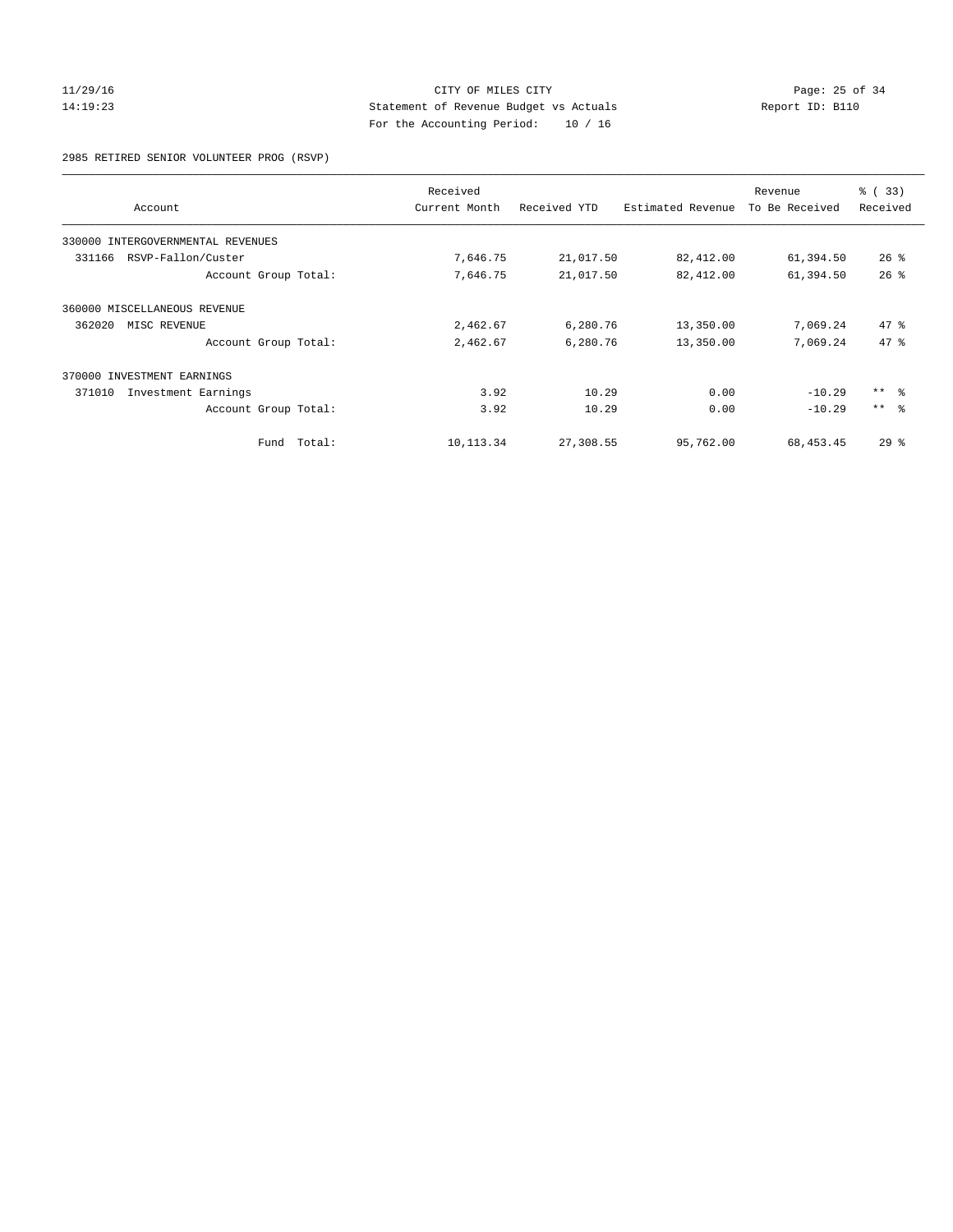CITY OF MILES CITY

Statement of Revenue Budget vs Actuals

For the Accounting Period: 10 / 16

11/29/16 14:19:23

Report ID: B110

2985 RETIRED SENIOR VOLUNTEER PROG (RSVP)

| Account | Received Current Month | Received YTD | Estimated Revenue | Revenue To Be Received | % ( 33) Received |
|---|---|---|---|---|---|
| 330000 INTERGOVERNMENTAL REVENUES | | | | | |
| 331166 RSVP-Fallon/Custer | 7,646.75 | 21,017.50 | 82,412.00 | 61,394.50 | 26 % |
| Account Group Total: | 7,646.75 | 21,017.50 | 82,412.00 | 61,394.50 | 26 % |
| 360000 MISCELLANEOUS REVENUE | | | | | |
| 362020 MISC REVENUE | 2,462.67 | 6,280.76 | 13,350.00 | 7,069.24 | 47 % |
| Account Group Total: | 2,462.67 | 6,280.76 | 13,350.00 | 7,069.24 | 47 % |
| 370000 INVESTMENT EARNINGS | | | | | |
| 371010 Investment Earnings | 3.92 | 10.29 | 0.00 | -10.29 | ** % |
| Account Group Total: | 3.92 | 10.29 | 0.00 | -10.29 | ** % |
| Fund Total: | 10,113.34 | 27,308.55 | 95,762.00 | 68,453.45 | 29 % |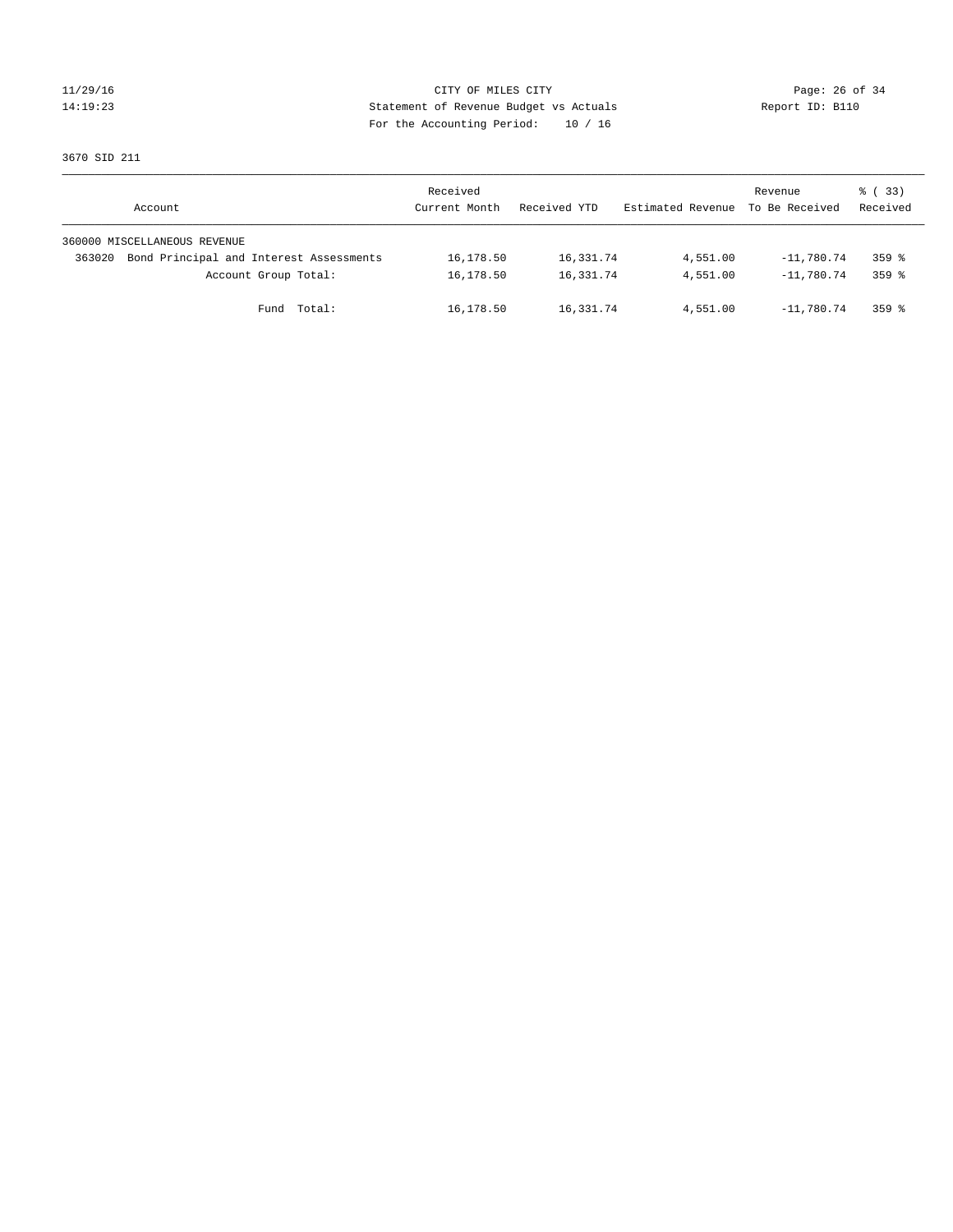CITY OF MILES CITY
Statement of Revenue Budget vs Actuals
For the Accounting Period: 10 / 16

11/29/16
14:19:23

Report ID: B110

3670 SID 211

| Account | Received Current Month | Received YTD | Estimated Revenue | Revenue To Be Received | % ( 33) Received |
|---|---|---|---|---|---|
| 360000 MISCELLANEOUS REVENUE | | | | | |
| 363020 Bond Principal and Interest Assessments | 16,178.50 | 16,331.74 | 4,551.00 | -11,780.74 | 359 % |
| Account Group Total: | 16,178.50 | 16,331.74 | 4,551.00 | -11,780.74 | 359 % |
| Fund Total: | 16,178.50 | 16,331.74 | 4,551.00 | -11,780.74 | 359 % |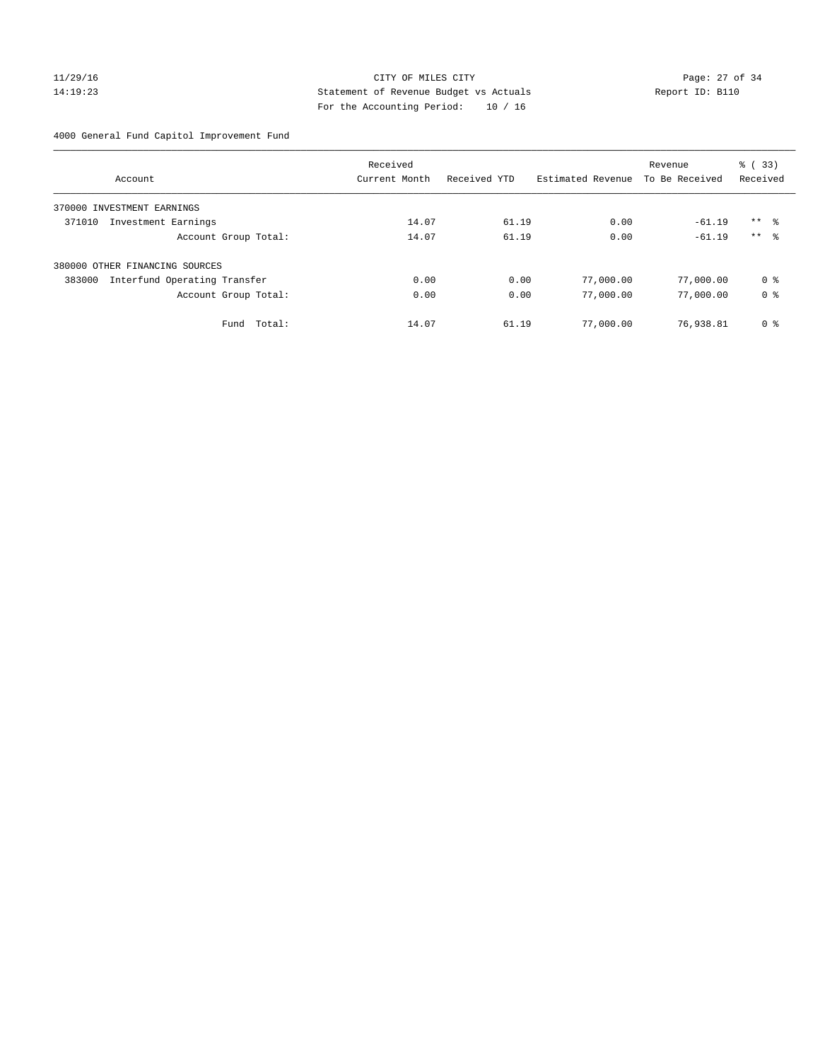CITY OF MILES CITY
Statement of Revenue Budget vs Actuals
For the Accounting Period: 10 / 16

11/29/16
14:19:23

Report ID: B110

4000 General Fund Capitol Improvement Fund

| Account | Received Current Month | Received YTD | Estimated Revenue | Revenue To Be Received | % ( 33) Received |
|---|---|---|---|---|---|
| 370000 INVESTMENT EARNINGS | | | | | |
| 371010 Investment Earnings | 14.07 | 61.19 | 0.00 | -61.19 | ** % |
| Account Group Total: | 14.07 | 61.19 | 0.00 | -61.19 | ** % |
| 380000 OTHER FINANCING SOURCES | | | | | |
| 383000 Interfund Operating Transfer | 0.00 | 0.00 | 77,000.00 | 77,000.00 | 0 % |
| Account Group Total: | 0.00 | 0.00 | 77,000.00 | 77,000.00 | 0 % |
| Fund Total: | 14.07 | 61.19 | 77,000.00 | 76,938.81 | 0 % |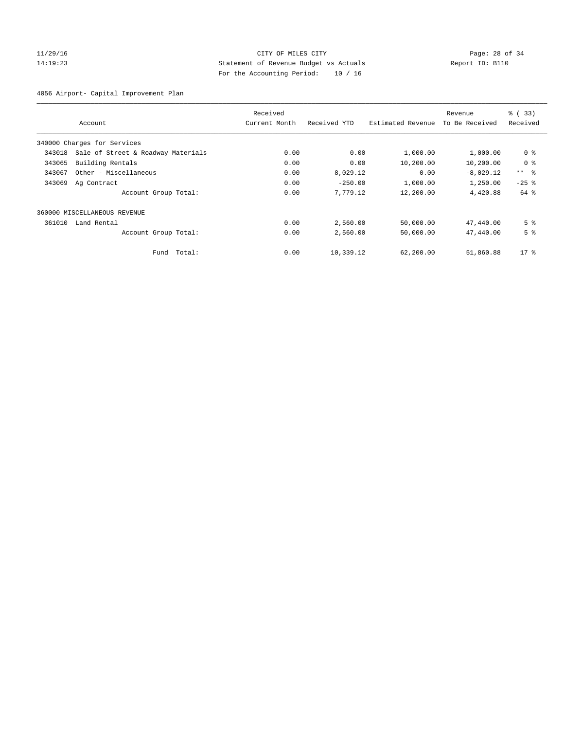CITY OF MILES CITY
Statement of Revenue Budget vs Actuals
For the Accounting Period: 10 / 16

11/29/16
14:19:23

Report ID: B110

4056 Airport- Capital Improvement Plan

| Account | | Received Current Month | Received YTD | Estimated Revenue | Revenue To Be Received | % ( 33) Received |
|---|---|---|---|---|---|---|
| 340000 Charges for Services | | | | | | |
| 343018 | Sale of Street & Roadway Materials | 0.00 | 0.00 | 1,000.00 | 1,000.00 | 0 % |
| 343065 | Building Rentals | 0.00 | 0.00 | 10,200.00 | 10,200.00 | 0 % |
| 343067 | Other - Miscellaneous | 0.00 | 8,029.12 | 0.00 | -8,029.12 | ** % |
| 343069 | Ag Contract | 0.00 | -250.00 | 1,000.00 | 1,250.00 | -25 % |
| | Account Group Total: | 0.00 | 7,779.12 | 12,200.00 | 4,420.88 | 64 % |
| 360000 MISCELLANEOUS REVENUE | | | | | | |
| 361010 | Land Rental | 0.00 | 2,560.00 | 50,000.00 | 47,440.00 | 5 % |
| | Account Group Total: | 0.00 | 2,560.00 | 50,000.00 | 47,440.00 | 5 % |
| | Fund Total: | 0.00 | 10,339.12 | 62,200.00 | 51,860.88 | 17 % |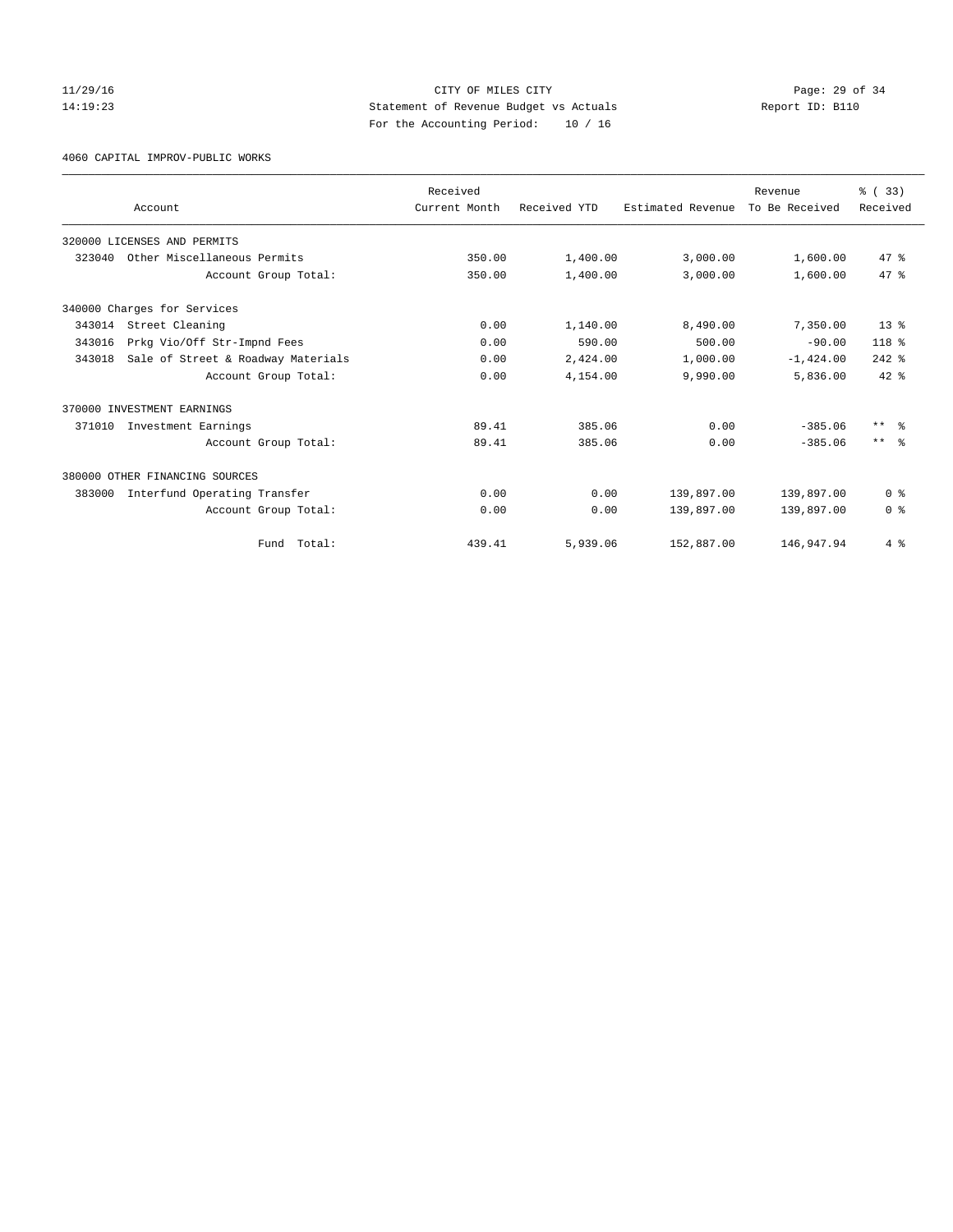CITY OF MILES CITY
Statement of Revenue Budget vs Actuals
For the Accounting Period: 10 / 16

11/29/16
14:19:23

Report ID: B110

4060 CAPITAL IMPROV-PUBLIC WORKS

| Account | Received Current Month | Received YTD | Estimated Revenue | Revenue To Be Received | % ( 33) Received |
|---|---|---|---|---|---|
| 320000 LICENSES AND PERMITS | | | | | |
| 323040 Other Miscellaneous Permits | 350.00 | 1,400.00 | 3,000.00 | 1,600.00 | 47 % |
| Account Group Total: | 350.00 | 1,400.00 | 3,000.00 | 1,600.00 | 47 % |
| 340000 Charges for Services | | | | | |
| 343014 Street Cleaning | 0.00 | 1,140.00 | 8,490.00 | 7,350.00 | 13 % |
| 343016 Prkg Vio/Off Str-Impnd Fees | 0.00 | 590.00 | 500.00 | -90.00 | 118 % |
| 343018 Sale of Street & Roadway Materials | 0.00 | 2,424.00 | 1,000.00 | -1,424.00 | 242 % |
| Account Group Total: | 0.00 | 4,154.00 | 9,990.00 | 5,836.00 | 42 % |
| 370000 INVESTMENT EARNINGS | | | | | |
| 371010 Investment Earnings | 89.41 | 385.06 | 0.00 | -385.06 | ** % |
| Account Group Total: | 89.41 | 385.06 | 0.00 | -385.06 | ** % |
| 380000 OTHER FINANCING SOURCES | | | | | |
| 383000 Interfund Operating Transfer | 0.00 | 0.00 | 139,897.00 | 139,897.00 | 0 % |
| Account Group Total: | 0.00 | 0.00 | 139,897.00 | 139,897.00 | 0 % |
| Fund Total: | 439.41 | 5,939.06 | 152,887.00 | 146,947.94 | 4 % |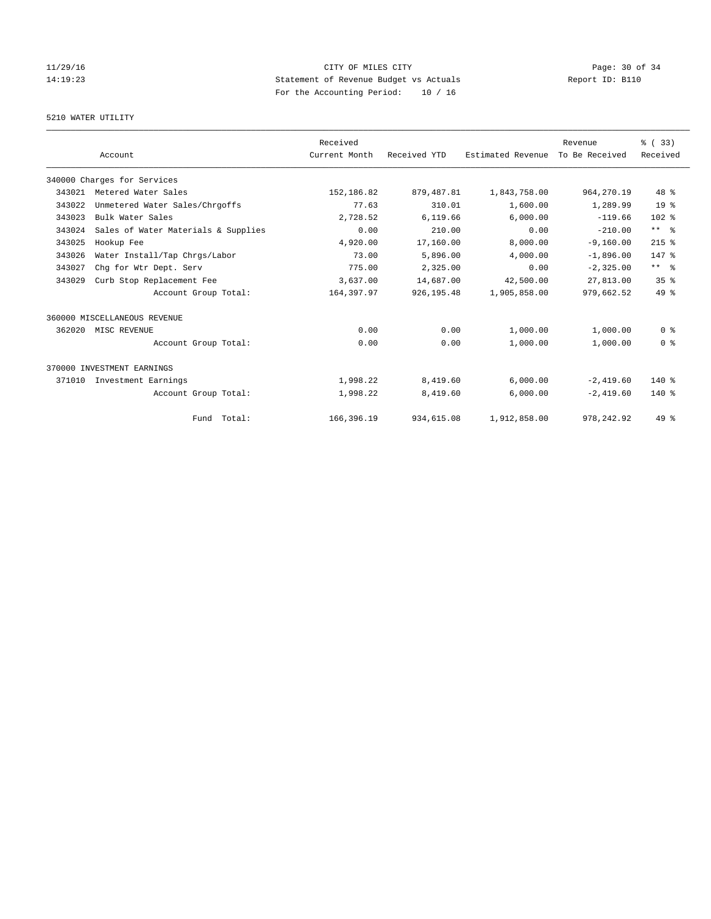CITY OF MILES CITY
Statement of Revenue Budget vs Actuals
For the Accounting Period: 10 / 16

11/29/16
14:19:23

Report ID: B110

## 5210 WATER UTILITY

| Account | | Received Current Month | Received YTD | Estimated Revenue | Revenue To Be Received | % ( 33) Received |
|---|---|---|---|---|---|---|
| 340000 Charges for Services | | | | | | |
| 343021 | Metered Water Sales | 152,186.82 | 879,487.81 | 1,843,758.00 | 964,270.19 | 48 % |
| 343022 | Unmetered Water Sales/Chrgoffs | 77.63 | 310.01 | 1,600.00 | 1,289.99 | 19 % |
| 343023 | Bulk Water Sales | 2,728.52 | 6,119.66 | 6,000.00 | -119.66 | 102 % |
| 343024 | Sales of Water Materials & Supplies | 0.00 | 210.00 | 0.00 | -210.00 | ** % |
| 343025 | Hookup Fee | 4,920.00 | 17,160.00 | 8,000.00 | -9,160.00 | 215 % |
| 343026 | Water Install/Tap Chrgs/Labor | 73.00 | 5,896.00 | 4,000.00 | -1,896.00 | 147 % |
| 343027 | Chg for Wtr Dept. Serv | 775.00 | 2,325.00 | 0.00 | -2,325.00 | ** % |
| 343029 | Curb Stop Replacement Fee | 3,637.00 | 14,687.00 | 42,500.00 | 27,813.00 | 35 % |
| | Account Group Total: | 164,397.97 | 926,195.48 | 1,905,858.00 | 979,662.52 | 49 % |
| 360000 MISCELLANEOUS REVENUE | | | | | | |
| 362020 | MISC REVENUE | 0.00 | 0.00 | 1,000.00 | 1,000.00 | 0 % |
| | Account Group Total: | 0.00 | 0.00 | 1,000.00 | 1,000.00 | 0 % |
| 370000 INVESTMENT EARNINGS | | | | | | |
| 371010 | Investment Earnings | 1,998.22 | 8,419.60 | 6,000.00 | -2,419.60 | 140 % |
| | Account Group Total: | 1,998.22 | 8,419.60 | 6,000.00 | -2,419.60 | 140 % |
| | Fund Total: | 166,396.19 | 934,615.08 | 1,912,858.00 | 978,242.92 | 49 % |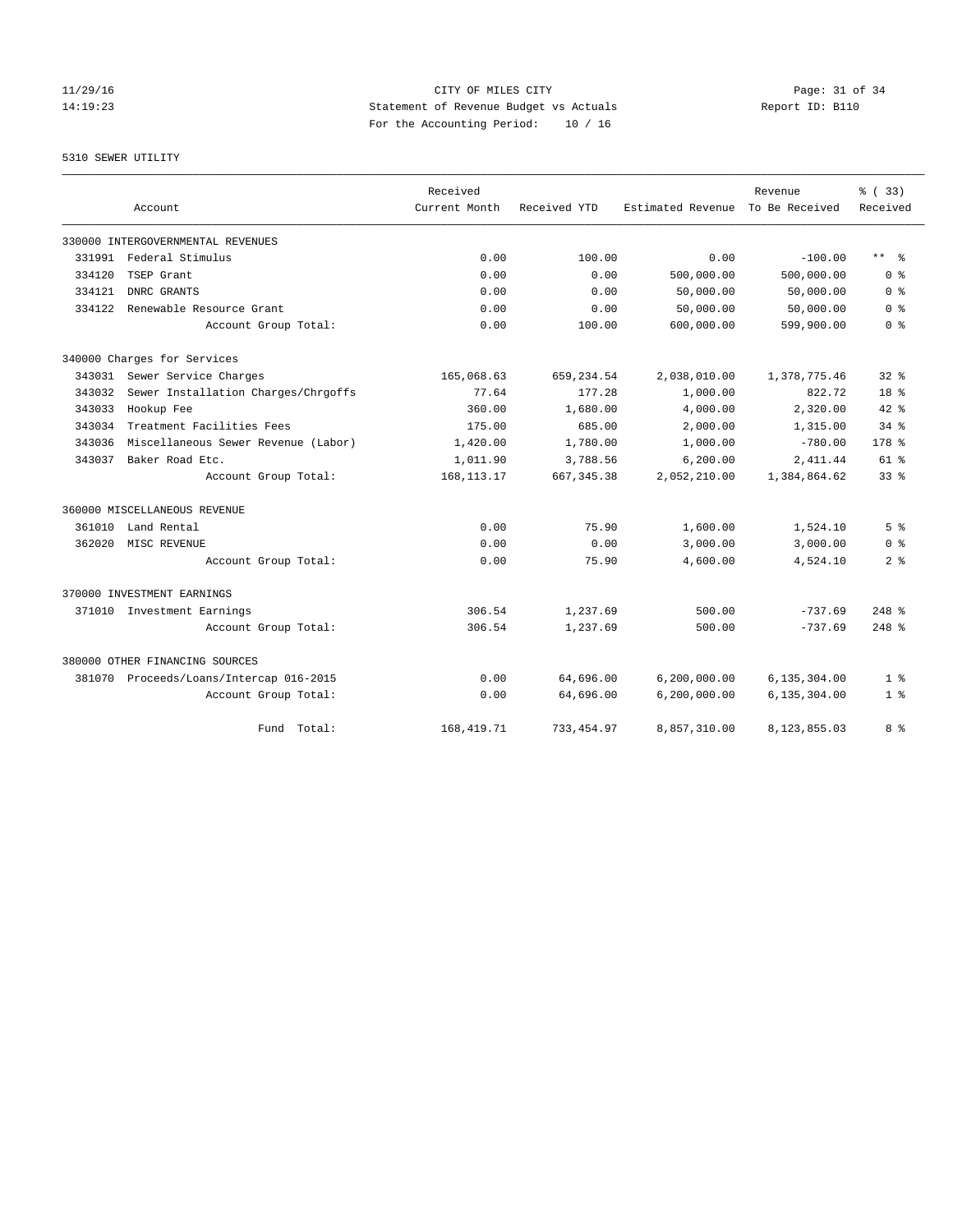CITY OF MILES CITY
Statement of Revenue Budget vs Actuals
For the Accounting Period: 10 / 16

11/29/16
14:19:23

Report ID: B110

5310 SEWER UTILITY

| Account | Received Current Month | Received YTD | Estimated Revenue | Revenue To Be Received | % ( 33) Received |
|---|---|---|---|---|---|
| 330000 INTERGOVERNMENTAL REVENUES | | | | | |
| 331991 Federal Stimulus | 0.00 | 100.00 | 0.00 | -100.00 | ** % |
| 334120 TSEP Grant | 0.00 | 0.00 | 500,000.00 | 500,000.00 | 0 % |
| 334121 DNRC GRANTS | 0.00 | 0.00 | 50,000.00 | 50,000.00 | 0 % |
| 334122 Renewable Resource Grant | 0.00 | 0.00 | 50,000.00 | 50,000.00 | 0 % |
| Account Group Total: | 0.00 | 100.00 | 600,000.00 | 599,900.00 | 0 % |
| 340000 Charges for Services | | | | | |
| 343031 Sewer Service Charges | 165,068.63 | 659,234.54 | 2,038,010.00 | 1,378,775.46 | 32 % |
| 343032 Sewer Installation Charges/Chrgoffs | 77.64 | 177.28 | 1,000.00 | 822.72 | 18 % |
| 343033 Hookup Fee | 360.00 | 1,680.00 | 4,000.00 | 2,320.00 | 42 % |
| 343034 Treatment Facilities Fees | 175.00 | 685.00 | 2,000.00 | 1,315.00 | 34 % |
| 343036 Miscellaneous Sewer Revenue (Labor) | 1,420.00 | 1,780.00 | 1,000.00 | -780.00 | 178 % |
| 343037 Baker Road Etc. | 1,011.90 | 3,788.56 | 6,200.00 | 2,411.44 | 61 % |
| Account Group Total: | 168,113.17 | 667,345.38 | 2,052,210.00 | 1,384,864.62 | 33 % |
| 360000 MISCELLANEOUS REVENUE | | | | | |
| 361010 Land Rental | 0.00 | 75.90 | 1,600.00 | 1,524.10 | 5 % |
| 362020 MISC REVENUE | 0.00 | 0.00 | 3,000.00 | 3,000.00 | 0 % |
| Account Group Total: | 0.00 | 75.90 | 4,600.00 | 4,524.10 | 2 % |
| 370000 INVESTMENT EARNINGS | | | | | |
| 371010 Investment Earnings | 306.54 | 1,237.69 | 500.00 | -737.69 | 248 % |
| Account Group Total: | 306.54 | 1,237.69 | 500.00 | -737.69 | 248 % |
| 380000 OTHER FINANCING SOURCES | | | | | |
| 381070 Proceeds/Loans/Intercap 016-2015 | 0.00 | 64,696.00 | 6,200,000.00 | 6,135,304.00 | 1 % |
| Account Group Total: | 0.00 | 64,696.00 | 6,200,000.00 | 6,135,304.00 | 1 % |
| Fund Total: | 168,419.71 | 733,454.97 | 8,857,310.00 | 8,123,855.03 | 8 % |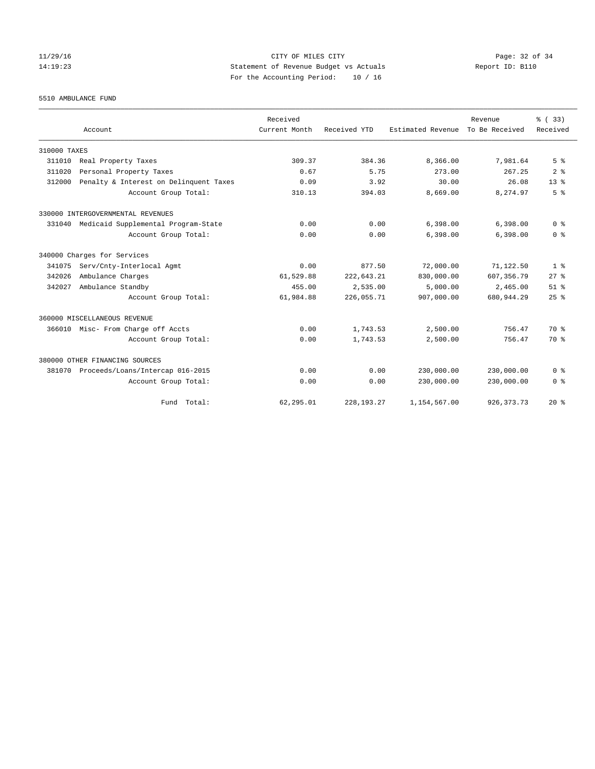CITY OF MILES CITY
Statement of Revenue Budget vs Actuals
For the Accounting Period: 10 / 16

5510 AMBULANCE FUND

| Account | Received Current Month | Received YTD | Estimated Revenue | Revenue To Be Received | % ( 33) Received |
|---|---|---|---|---|---|
| 310000 TAXES | | | | | |
| 311010 Real Property Taxes | 309.37 | 384.36 | 8,366.00 | 7,981.64 | 5 % |
| 311020 Personal Property Taxes | 0.67 | 5.75 | 273.00 | 267.25 | 2 % |
| 312000 Penalty & Interest on Delinquent Taxes | 0.09 | 3.92 | 30.00 | 26.08 | 13 % |
| Account Group Total: | 310.13 | 394.03 | 8,669.00 | 8,274.97 | 5 % |
| 330000 INTERGOVERNMENTAL REVENUES | | | | | |
| 331040 Medicaid Supplemental Program-State | 0.00 | 0.00 | 6,398.00 | 6,398.00 | 0 % |
| Account Group Total: | 0.00 | 0.00 | 6,398.00 | 6,398.00 | 0 % |
| 340000 Charges for Services | | | | | |
| 341075 Serv/Cnty-Interlocal Agmt | 0.00 | 877.50 | 72,000.00 | 71,122.50 | 1 % |
| 342026 Ambulance Charges | 61,529.88 | 222,643.21 | 830,000.00 | 607,356.79 | 27 % |
| 342027 Ambulance Standby | 455.00 | 2,535.00 | 5,000.00 | 2,465.00 | 51 % |
| Account Group Total: | 61,984.88 | 226,055.71 | 907,000.00 | 680,944.29 | 25 % |
| 360000 MISCELLANEOUS REVENUE | | | | | |
| 366010 Misc- From Charge off Accts | 0.00 | 1,743.53 | 2,500.00 | 756.47 | 70 % |
| Account Group Total: | 0.00 | 1,743.53 | 2,500.00 | 756.47 | 70 % |
| 380000 OTHER FINANCING SOURCES | | | | | |
| 381070 Proceeds/Loans/Intercap 016-2015 | 0.00 | 0.00 | 230,000.00 | 230,000.00 | 0 % |
| Account Group Total: | 0.00 | 0.00 | 230,000.00 | 230,000.00 | 0 % |
| Fund Total: | 62,295.01 | 228,193.27 | 1,154,567.00 | 926,373.73 | 20 % |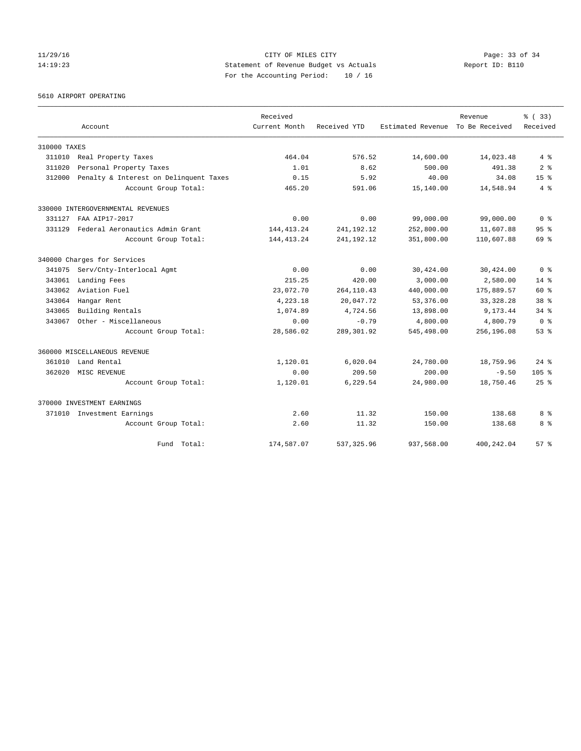CITY OF MILES CITY
Statement of Revenue Budget vs Actuals
For the Accounting Period: 10 / 16

11/29/16
14:19:23

Report ID: B110

5610 AIRPORT OPERATING

| Account | | Received Current Month | Received YTD | Estimated Revenue | Revenue To Be Received | % ( 33) Received |
|---|---|---|---|---|---|---|
| 310000 TAXES | | | | | | |
| 311010 | Real Property Taxes | 464.04 | 576.52 | 14,600.00 | 14,023.48 | 4 % |
| 311020 | Personal Property Taxes | 1.01 | 8.62 | 500.00 | 491.38 | 2 % |
| 312000 | Penalty & Interest on Delinquent Taxes | 0.15 | 5.92 | 40.00 | 34.08 | 15 % |
| | Account Group Total: | 465.20 | 591.06 | 15,140.00 | 14,548.94 | 4 % |
| 330000 INTERGOVERNMENTAL REVENUES | | | | | | |
| 331127 | FAA AIP17-2017 | 0.00 | 0.00 | 99,000.00 | 99,000.00 | 0 % |
| 331129 | Federal Aeronautics Admin Grant | 144,413.24 | 241,192.12 | 252,800.00 | 11,607.88 | 95 % |
| | Account Group Total: | 144,413.24 | 241,192.12 | 351,800.00 | 110,607.88 | 69 % |
| 340000 Charges for Services | | | | | | |
| 341075 | Serv/Cnty-Interlocal Agmt | 0.00 | 0.00 | 30,424.00 | 30,424.00 | 0 % |
| 343061 | Landing Fees | 215.25 | 420.00 | 3,000.00 | 2,580.00 | 14 % |
| 343062 | Aviation Fuel | 23,072.70 | 264,110.43 | 440,000.00 | 175,889.57 | 60 % |
| 343064 | Hangar Rent | 4,223.18 | 20,047.72 | 53,376.00 | 33,328.28 | 38 % |
| 343065 | Building Rentals | 1,074.89 | 4,724.56 | 13,898.00 | 9,173.44 | 34 % |
| 343067 | Other - Miscellaneous | 0.00 | -0.79 | 4,800.00 | 4,800.79 | 0 % |
| | Account Group Total: | 28,586.02 | 289,301.92 | 545,498.00 | 256,196.08 | 53 % |
| 360000 MISCELLANEOUS REVENUE | | | | | | |
| 361010 | Land Rental | 1,120.01 | 6,020.04 | 24,780.00 | 18,759.96 | 24 % |
| 362020 | MISC REVENUE | 0.00 | 209.50 | 200.00 | -9.50 | 105 % |
| | Account Group Total: | 1,120.01 | 6,229.54 | 24,980.00 | 18,750.46 | 25 % |
| 370000 INVESTMENT EARNINGS | | | | | | |
| 371010 | Investment Earnings | 2.60 | 11.32 | 150.00 | 138.68 | 8 % |
| | Account Group Total: | 2.60 | 11.32 | 150.00 | 138.68 | 8 % |
| | Fund Total: | 174,587.07 | 537,325.96 | 937,568.00 | 400,242.04 | 57 % |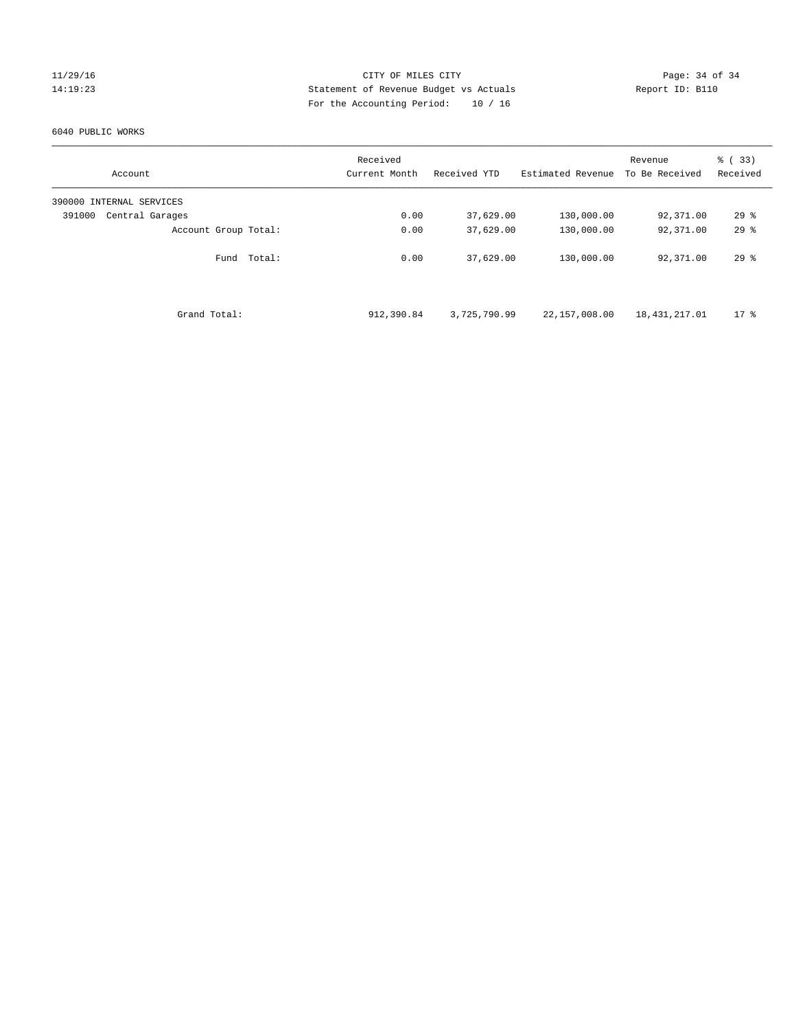CITY OF MILES CITY
Statement of Revenue Budget vs Actuals
For the Accounting Period: 10 / 16

11/29/16
14:19:23

Report ID: B110

6040 PUBLIC WORKS

| Account | Received Current Month | Received YTD | Estimated Revenue | Revenue To Be Received | % ( 33) Received |
|---|---|---|---|---|---|
| 390000 INTERNAL SERVICES | | | | | |
| 391000 Central Garages | 0.00 | 37,629.00 | 130,000.00 | 92,371.00 | 29 % |
| Account Group Total: | 0.00 | 37,629.00 | 130,000.00 | 92,371.00 | 29 % |
| Fund Total: | 0.00 | 37,629.00 | 130,000.00 | 92,371.00 | 29 % |
| Grand Total: | 912,390.84 | 3,725,790.99 | 22,157,008.00 | 18,431,217.01 | 17 % |